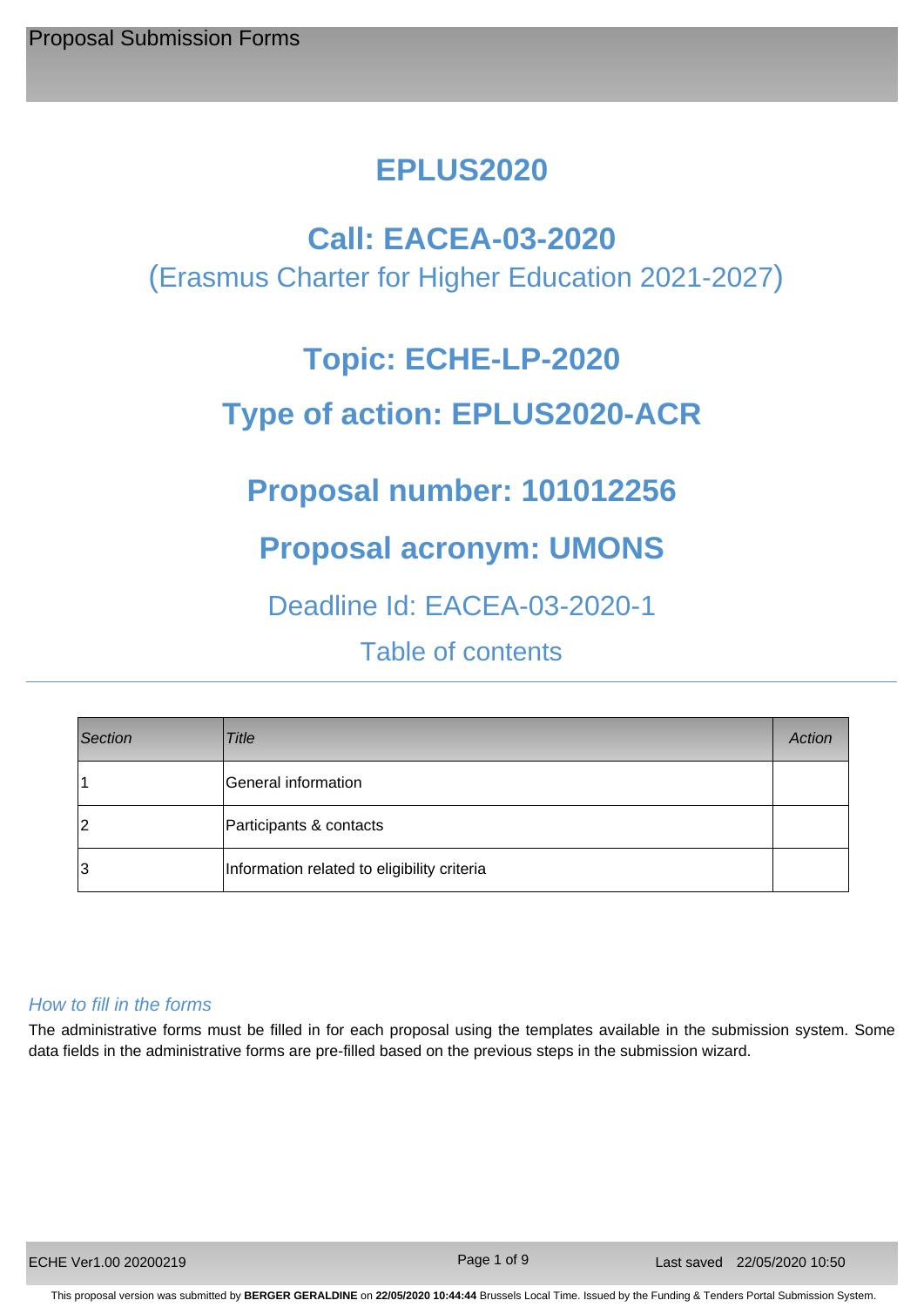# EPLUS2020

## Call: EACEA-03-2020

(Erasmus Charter for Higher Education 2021-2027)

## Topic: ECHE-LP-2020

## Type of action: EPLUS2020-ACR

## Proposal number: 101012256

## Proposal acronym: UMONS

Deadline Id: EACEA-03-2020-1

Table of contents

| *Section* | *Title* | *Action* |
| --- | --- | --- |
| 1 | General information | |
| 2 | Participants & contacts | |
| 3 | Information related to eligibility criteria | |

*How to fill in the forms*

The administrative forms must be filled in for each proposal using the templates available in the submission system. Some data fields in the administrative forms are pre-filled based on the previous steps in the submission wizard.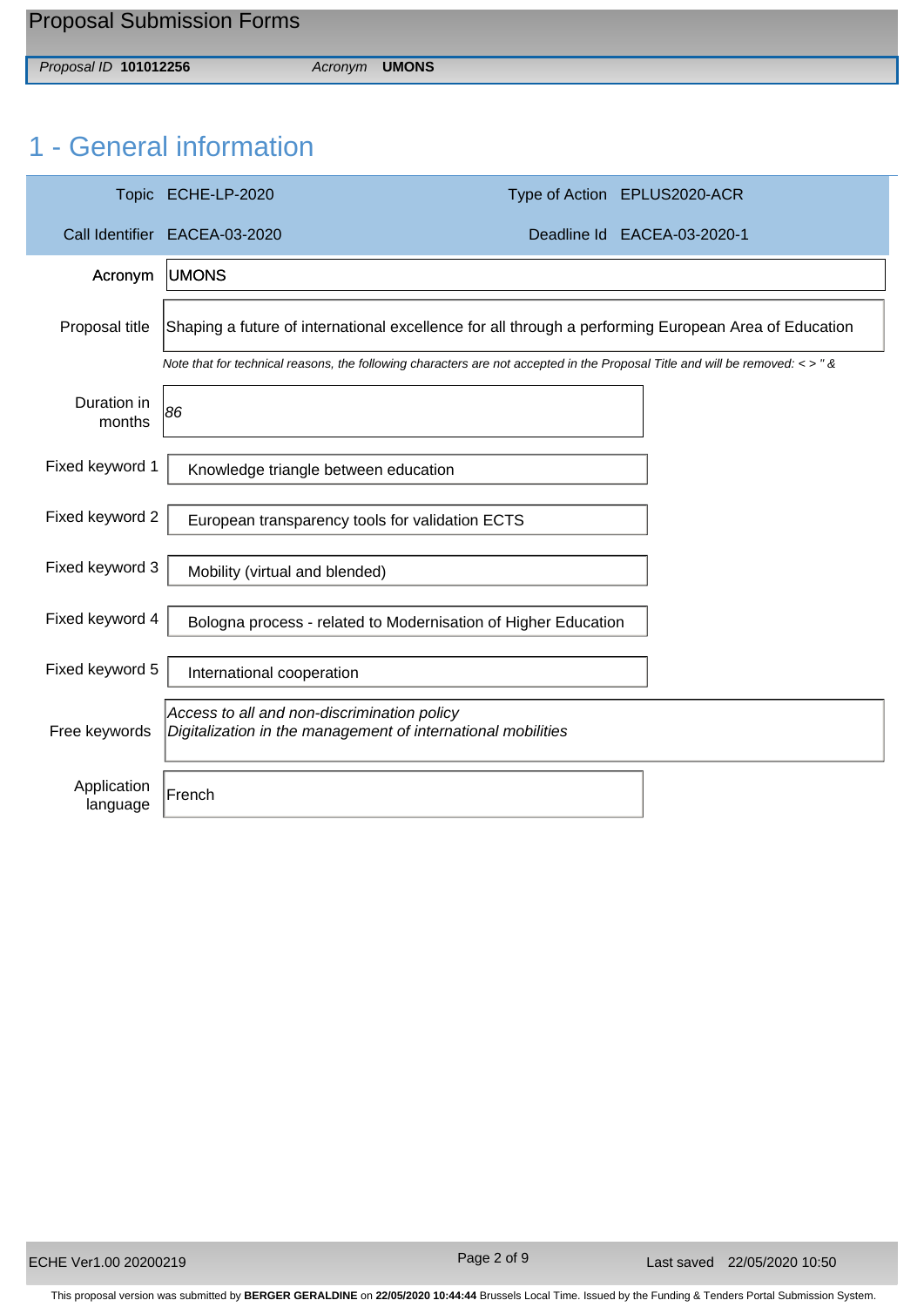# 1 - General information

| | | | |
|---|---|---|---|
| Topic | ECHE-LP-2020 | Type of Action | EPLUS2020-ACR |
| Call Identifier | EACEA-03-2020 | Deadline Id | EACEA-03-2020-1 |

| | |
|---|---|
| Acronym | UMONS |
| Proposal title | Shaping a future of international excellence for all through a performing European Area of Education |

*Note that for technical reasons, the following characters are not accepted in the Proposal Title and will be removed: < > " &*

| | |
|---|---|
| Duration in months | *86* |
| Fixed keyword 1 | Knowledge triangle between education |
| Fixed keyword 2 | European transparency tools for validation ECTS |
| Fixed keyword 3 | Mobility (virtual and blended) |
| Fixed keyword 4 | Bologna process - related to Modernisation of Higher Education |
| Fixed keyword 5 | International cooperation |
| Free keywords | *Access to all and non-discrimination policy*<br>*Digitalization in the management of international mobilities* |
| Application language | French |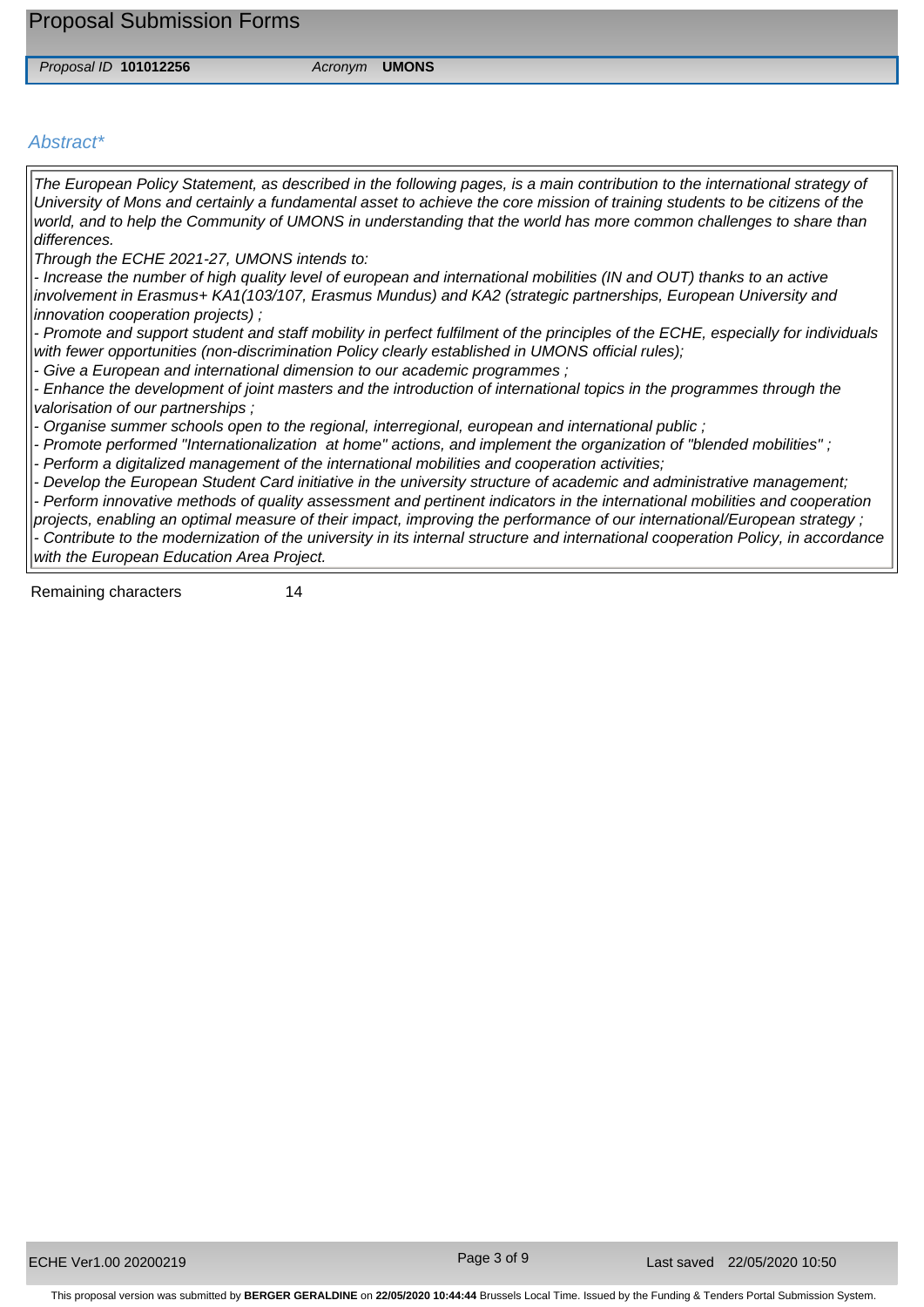Proposal ID **101012256** Acronym **UMONS**

## *Abstract\**

*The European Policy Statement, as described in the following pages, is a main contribution to the international strategy of University of Mons and certainly a fundamental asset to achieve the core mission of training students to be citizens of the world, and to help the Community of UMONS in understanding that the world has more common challenges to share than differences.*

*Through the ECHE 2021-27, UMONS intends to:*

- *Increase the number of high quality level of european and international mobilities (IN and OUT) thanks to an active involvement in Erasmus+ KA1(103/107, Erasmus Mundus) and KA2 (strategic partnerships, European University and innovation cooperation projects) ;*
- *Promote and support student and staff mobility in perfect fulfilment of the principles of the ECHE, especially for individuals with fewer opportunities (non-discrimination Policy clearly established in UMONS official rules);*
- *Give a European and international dimension to our academic programmes ;*
- *Enhance the development of joint masters and the introduction of international topics in the programmes through the valorisation of our partnerships ;*
- *Organise summer schools open to the regional, interregional, european and international public ;*
- *Promote performed "Internationalization at home" actions, and implement the organization of "blended mobilities" ;*
- *Perform a digitalized management of the international mobilities and cooperation activities;*
- *Develop the European Student Card initiative in the university structure of academic and administrative management;*
- *Perform innovative methods of quality assessment and pertinent indicators in the international mobilities and cooperation projects, enabling an optimal measure of their impact, improving the performance of our international/European strategy ;*
- *Contribute to the modernization of the university in its internal structure and international cooperation Policy, in accordance with the European Education Area Project.*

Remaining characters 14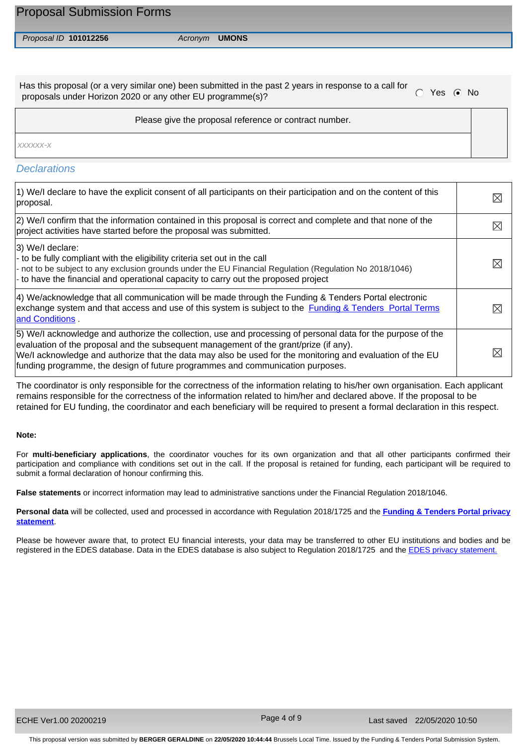## Proposal Submission Forms

*Proposal ID* **101012256** *Acronym* **UMONS**

Has this proposal (or a very similar one) been submitted in the past 2 years in response to a call for proposals under Horizon 2020 or any other EU programme(s)? ○ Yes ◉ No

| Please give the proposal reference or contract number. |
|---|
| *xxxxxx-x* |

### *Declarations*

| | |
|---|---|
| 1) We/I declare to have the explicit consent of all participants on their participation and on the content of this proposal. | ☒ |
| 2) We/I confirm that the information contained in this proposal is correct and complete and that none of the project activities have started before the proposal was submitted. | ☒ |
| 3) We/I declare:<br>- to be fully compliant with the eligibility criteria set out in the call<br>- not to be subject to any exclusion grounds under the EU Financial Regulation (Regulation No 2018/1046)<br>- to have the financial and operational capacity to carry out the proposed project | ☒ |
| 4) We/acknowledge that all communication will be made through the Funding & Tenders Portal electronic exchange system and that access and use of this system is subject to the Funding & Tenders Portal Terms and Conditions . | ☒ |
| 5) We/I acknowledge and authorize the collection, use and processing of personal data for the purpose of the evaluation of the proposal and the subsequent management of the grant/prize (if any).<br>We/I acknowledge and authorize that the data may also be used for the monitoring and evaluation of the EU funding programme, the design of future programmes and communication purposes. | ☒ |

The coordinator is only responsible for the correctness of the information relating to his/her own organisation. Each applicant remains responsible for the correctness of the information related to him/her and declared above. If the proposal to be retained for EU funding, the coordinator and each beneficiary will be required to present a formal declaration in this respect.

**Note:**

For **multi-beneficiary applications**, the coordinator vouches for its own organization and that all other participants confirmed their participation and compliance with conditions set out in the call. If the proposal is retained for funding, each participant will be required to submit a formal declaration of honour confirming this.

**False statements** or incorrect information may lead to administrative sanctions under the Financial Regulation 2018/1046.

**Personal data** will be collected, used and processed in accordance with Regulation 2018/1725 and the **Funding & Tenders Portal privacy statement**.

Please be however aware that, to protect EU financial interests, your data may be transferred to other EU institutions and bodies and be registered in the EDES database. Data in the EDES database is also subject to Regulation 2018/1725 and the EDES privacy statement.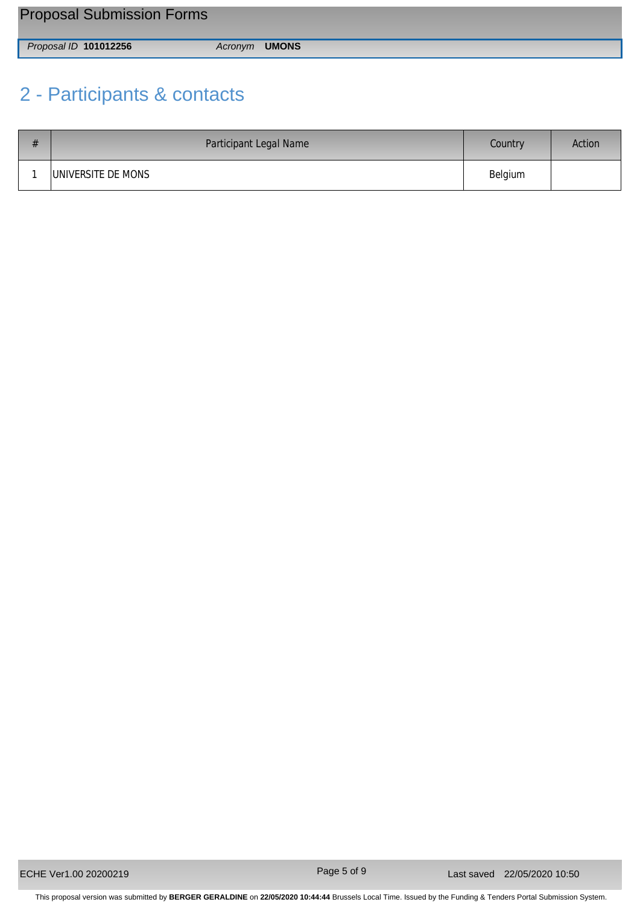## 2 - Participants & contacts

| # | Participant Legal Name | Country | Action |
|---|---|---|---|
| 1 | UNIVERSITE DE MONS | Belgium | |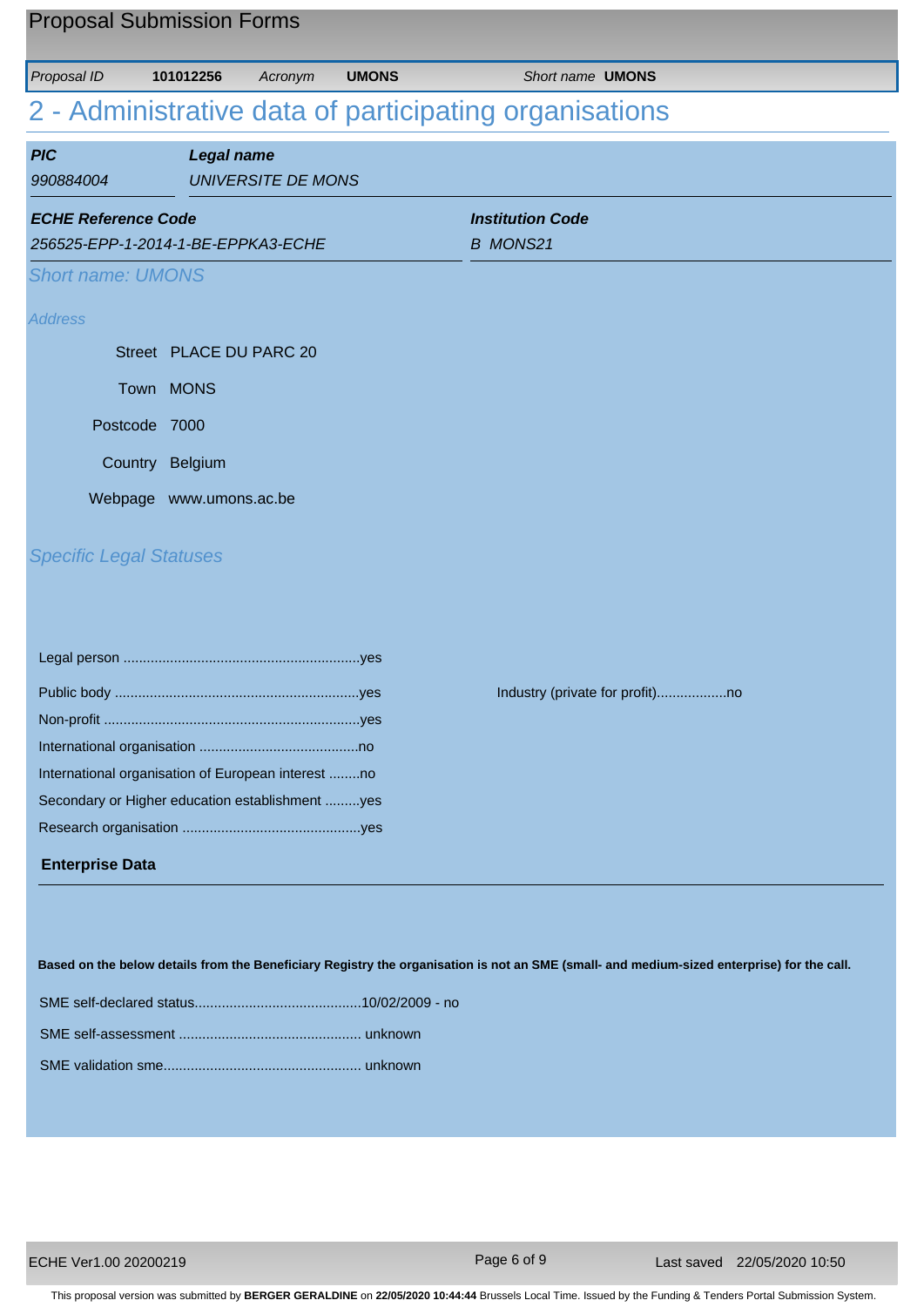# 2 - Administrative data of participating organisations

| PIC | Legal name |
| --- | --- |
| 990884004 | UNIVERSITE DE MONS |

| ECHE Reference Code | Institution Code |
| --- | --- |
| 256525-EPP-1-2014-1-BE-EPPKA3-ECHE | B MONS21 |

### Short name: UMONS

*Address*

Street PLACE DU PARC 20

Town MONS

Postcode 7000

Country Belgium

Webpage www.umons.ac.be

### Specific Legal Statuses

Legal person ............................................................yes

Public body ..............................................................yes

Industry (private for profit)..................no

Non-profit .................................................................yes

International organisation ........................................no

International organisation of European interest ........no

Secondary or Higher education establishment .........yes

Research organisation .............................................yes

**Enterprise Data**

**Based on the below details from the Beneficiary Registry the organisation is not an SME (small- and medium-sized enterprise) for the call.**

SME self-declared status..........................................10/02/2009 - no

SME self-assessment .............................................. unknown

SME validation sme.................................................. unknown

This proposal version was submitted by **BERGER GERALDINE** on **22/05/2020 10:44:44** Brussels Local Time. Issued by the Funding & Tenders Portal Submission System.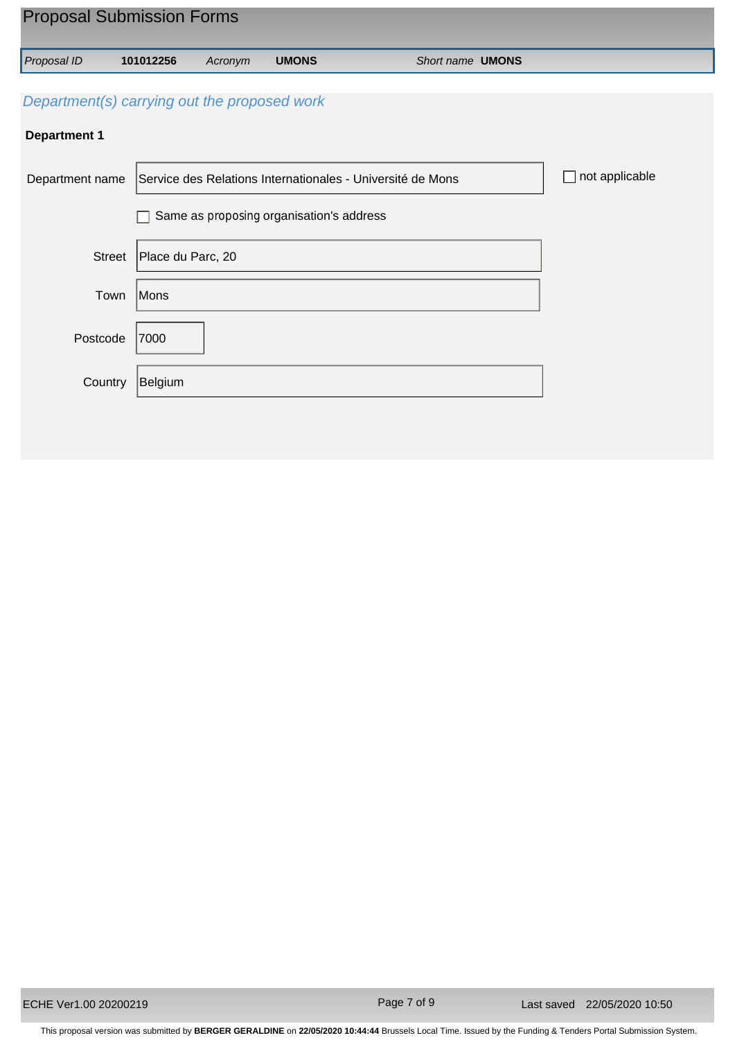Proposal Submission Forms

| Proposal ID | 101012256 | Acronym | UMONS | Short name | UMONS |
|---|---|---|---|---|---|

## *Department(s) carrying out the proposed work*

### Department 1

| | | |
|---|---|---|
| Department name | Service des Relations Internationales - Université de Mons | ☐ not applicable |
| | ☐ Same as proposing organisation's address | |
| Street | Place du Parc, 20 | |
| Town | Mons | |
| Postcode | 7000 | |
| Country | Belgium | |

This proposal version was submitted by **BERGER GERALDINE** on **22/05/2020 10:44:44** Brussels Local Time. Issued by the Funding & Tenders Portal Submission System.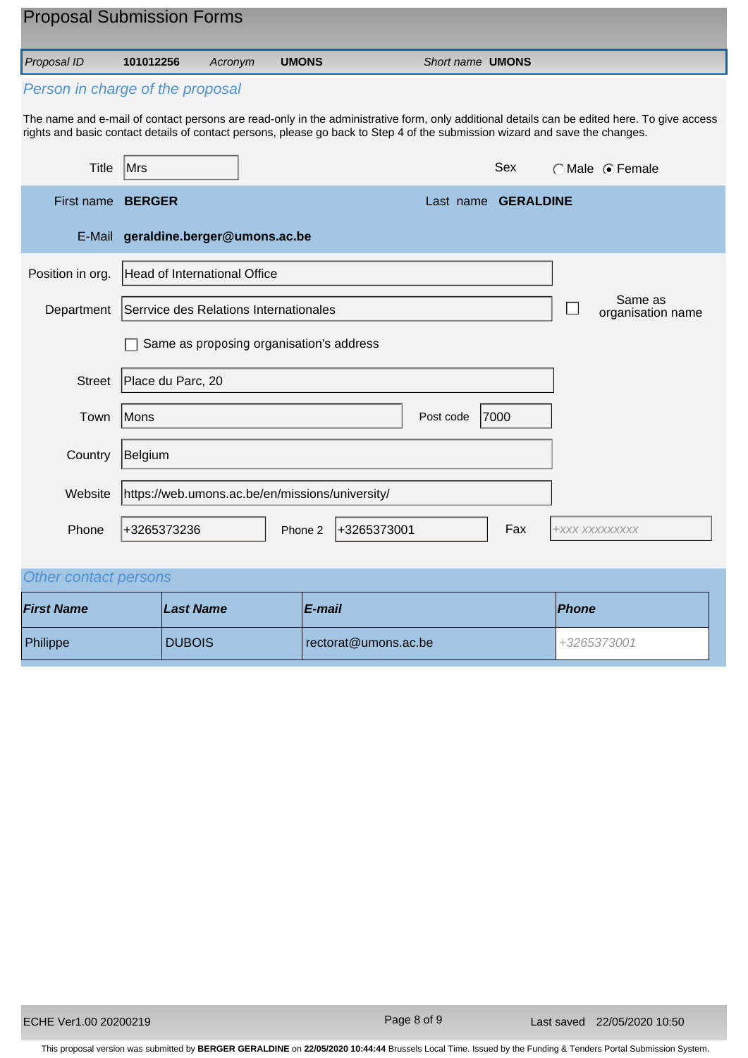## Proposal Submission Forms

| Proposal ID | 101012256 | Acronym | UMONS | Short name | UMONS |
|---|---|---|---|---|---|

### Person in charge of the proposal

The name and e-mail of contact persons are read-only in the administrative form, only additional details can be edited here. To give access rights and basic contact details of contact persons, please go back to Step 4 of the submission wizard and save the changes.

Title: Mrs

Sex: ◯ Male ⦿ Female

First name: **BERGER**

Last name: **GERALDINE**

E-Mail: **geraldine.berger@umons.ac.be**

Position in org.: Head of International Office

Department: Servvice des Relations Internationales

☐ Same as organisation name

☐ Same as proposing organisation's address

Street: Place du Parc, 20

Town: Mons

Post code: 7000

Country: Belgium

Website: https://web.umons.ac.be/en/missions/university/

Phone: +3265373236

Phone 2: +3265373001

Fax: +XXX XXXXXXXXX

### Other contact persons

| First Name | Last Name | E-mail | Phone |
|---|---|---|---|
| Philippe | DUBOIS | rectorat@umons.ac.be | +3265373001 |

ECHE Ver1.00 20200219

Last saved 22/05/2020 10:50

This proposal version was submitted by **BERGER GERALDINE** on **22/05/2020 10:44:44** Brussels Local Time. Issued by the Funding & Tenders Portal Submission System.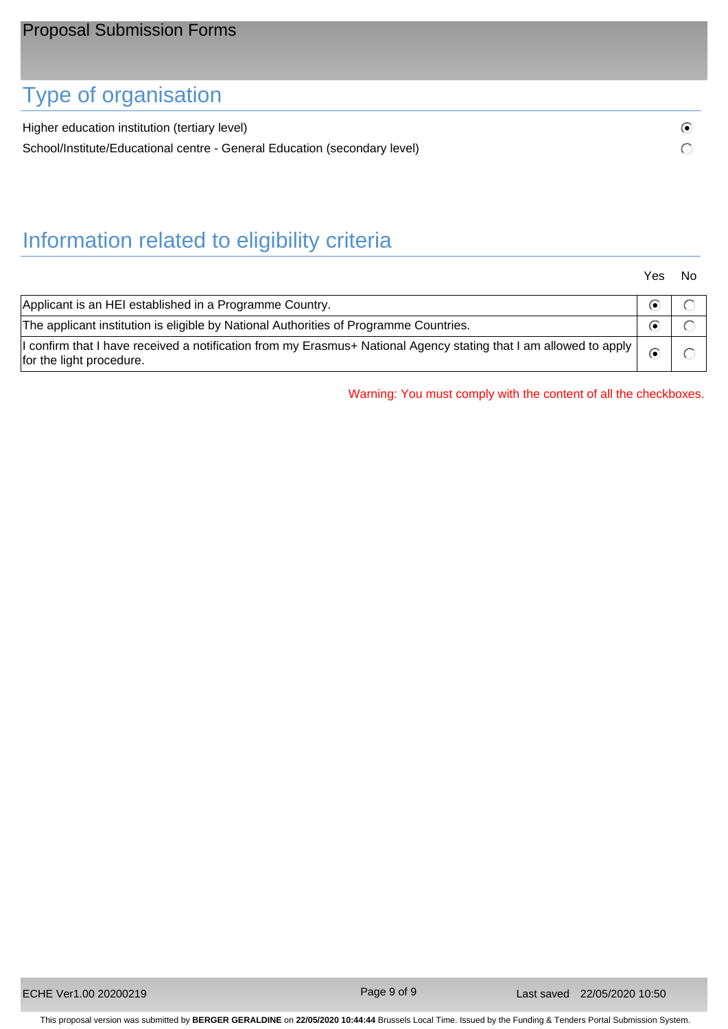# Type of organisation

| | |
|---|---|
| Higher education institution (tertiary level) | (•) |
| School/Institute/Educational centre - General Education (secondary level) | ( ) |

# Information related to eligibility criteria

| | Yes | No |
|---|---|---|
| Applicant is an HEI established in a Programme Country. | (•) | ( ) |
| The applicant institution is eligible by National Authorities of Programme Countries. | (•) | ( ) |
| I confirm that I have received a notification from my Erasmus+ National Agency stating that I am allowed to apply for the light procedure. | (•) | ( ) |

Warning: You must comply with the content of all the checkboxes.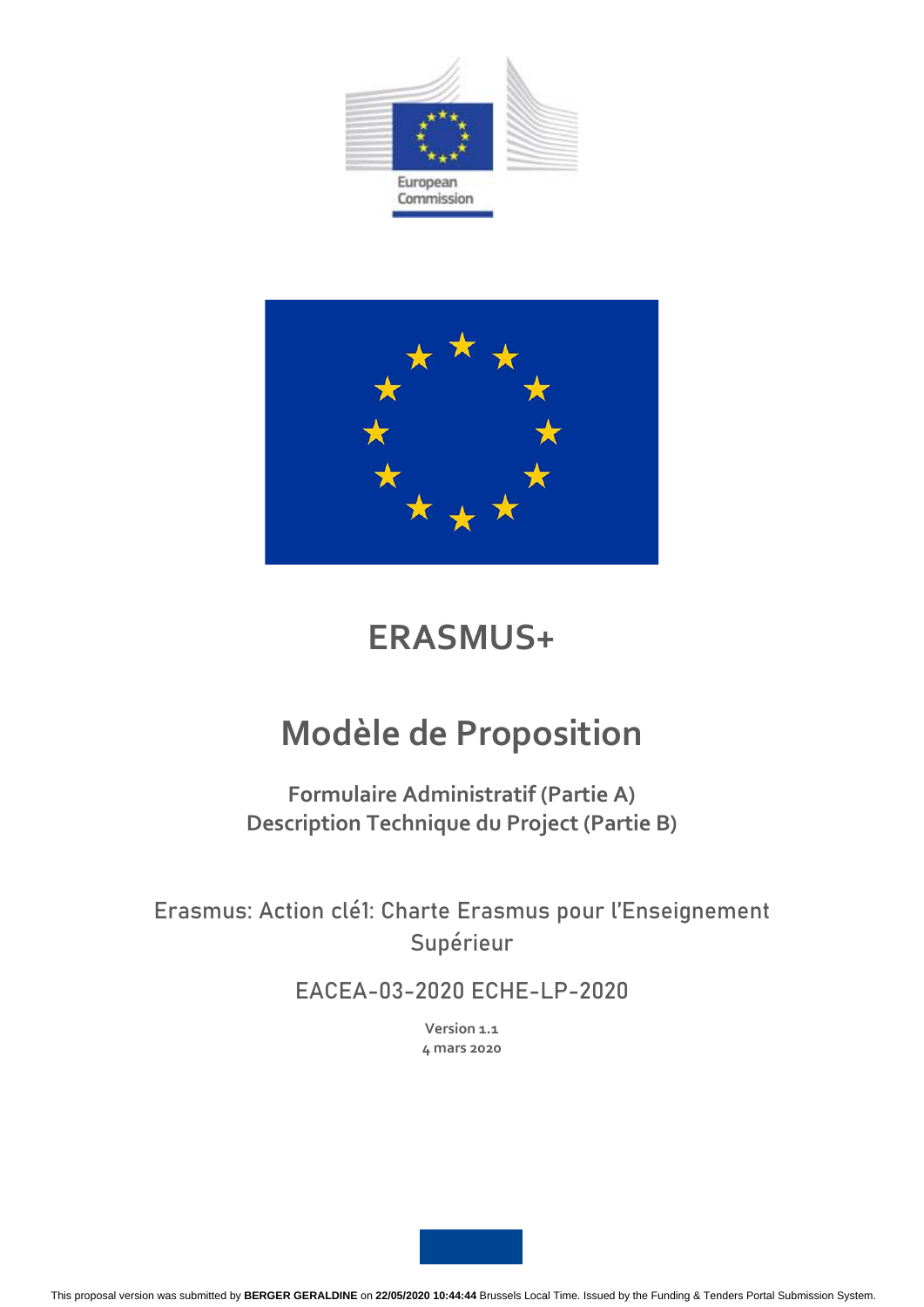# ERASMUS+

# Modèle de Proposition

**Formulaire Administratif (Partie A)**
**Description Technique du Project (Partie B)**

Erasmus: Action clé1: Charte Erasmus pour l'Enseignement Supérieur

EACEA-03-2020 ECHE-LP-2020

**Version 1.1**
**4 mars 2020**

This proposal version was submitted by **BERGER GERALDINE** on **22/05/2020 10:44:44** Brussels Local Time. Issued by the Funding & Tenders Portal Submission System.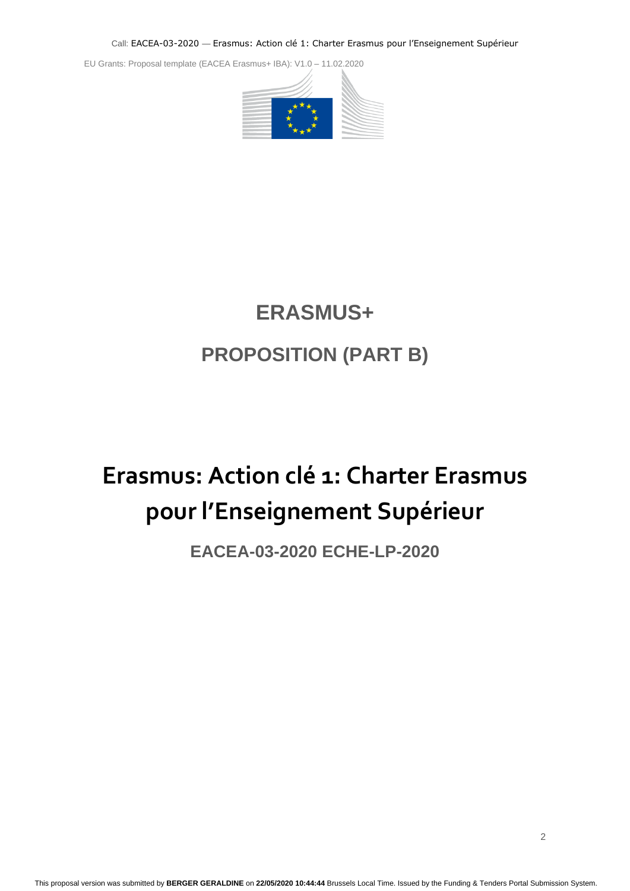# ERASMUS+

## PROPOSITION (PART B)

# Erasmus: Action clé 1: Charter Erasmus pour l'Enseignement Supérieur

### EACEA-03-2020 ECHE-LP-2020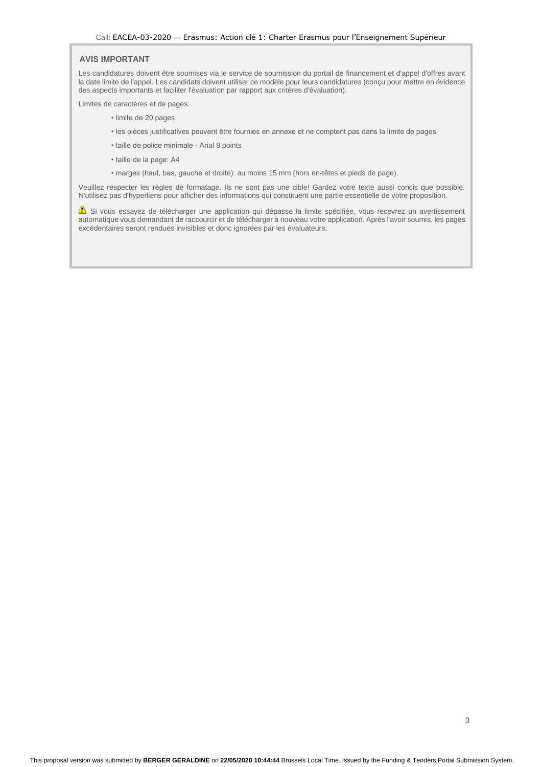## AVIS IMPORTANT

Les candidatures doivent être soumises via le service de soumission du portail de financement et d'appel d'offres avant la date limite de l'appel. Les candidats doivent utiliser ce modèle pour leurs candidatures (conçu pour mettre en évidence des aspects importants et faciliter l'évaluation par rapport aux critères d'évaluation).

Limites de caractères et de pages:

- limite de 20 pages
- les pièces justificatives peuvent être fournies en annexe et ne comptent pas dans la limite de pages
- taille de police minimale - Arial 8 points
- taille de la page: A4
- marges (haut, bas, gauche et droite): au moins 15 mm (hors en-têtes et pieds de page).

Veuillez respecter les règles de formatage. Ils ne sont pas une cible! Gardez votre texte aussi concis que possible. N'utilisez pas d'hyperliens pour afficher des informations qui constituent une partie essentielle de votre proposition.

⚠ Si vous essayez de télécharger une application qui dépasse la limite spécifiée, vous recevrez un avertissement automatique vous demandant de raccourcir et de télécharger à nouveau votre application. Après l'avoir soumis, les pages excédentaires seront rendues invisibles et donc ignorées par les évaluateurs.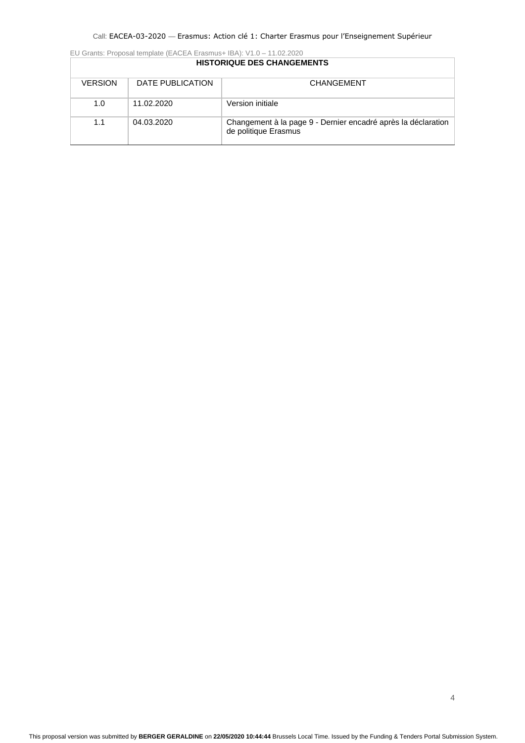EU Grants: Proposal template (EACEA Erasmus+ IBA): V1.0 – 11.02.2020

| HISTORIQUE DES CHANGEMENTS | | |
|---|---|---|
| VERSION | DATE PUBLICATION | CHANGEMENT |
| 1.0 | 11.02.2020 | Version initiale |
| 1.1 | 04.03.2020 | Changement à la page 9 - Dernier encadré après la déclaration de politique Erasmus |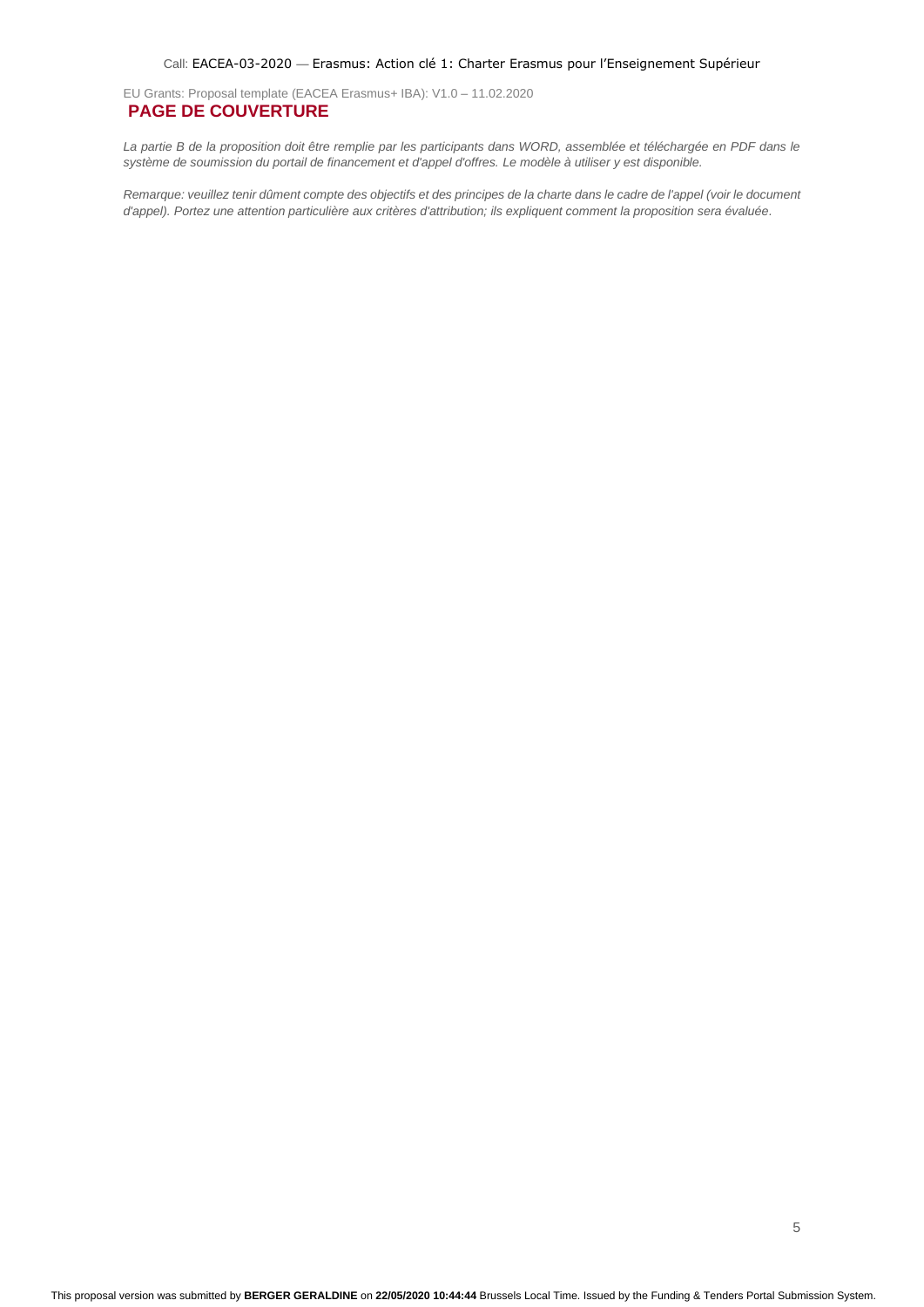## PAGE DE COUVERTURE

*La partie B de la proposition doit être remplie par les participants dans WORD, assemblée et téléchargée en PDF dans le système de soumission du portail de financement et d'appel d'offres. Le modèle à utiliser y est disponible.*

*Remarque: veuillez tenir dûment compte des objectifs et des principes de la charte dans le cadre de l'appel (voir le document d'appel). Portez une attention particulière aux critères d'attribution; ils expliquent comment la proposition sera évaluée.*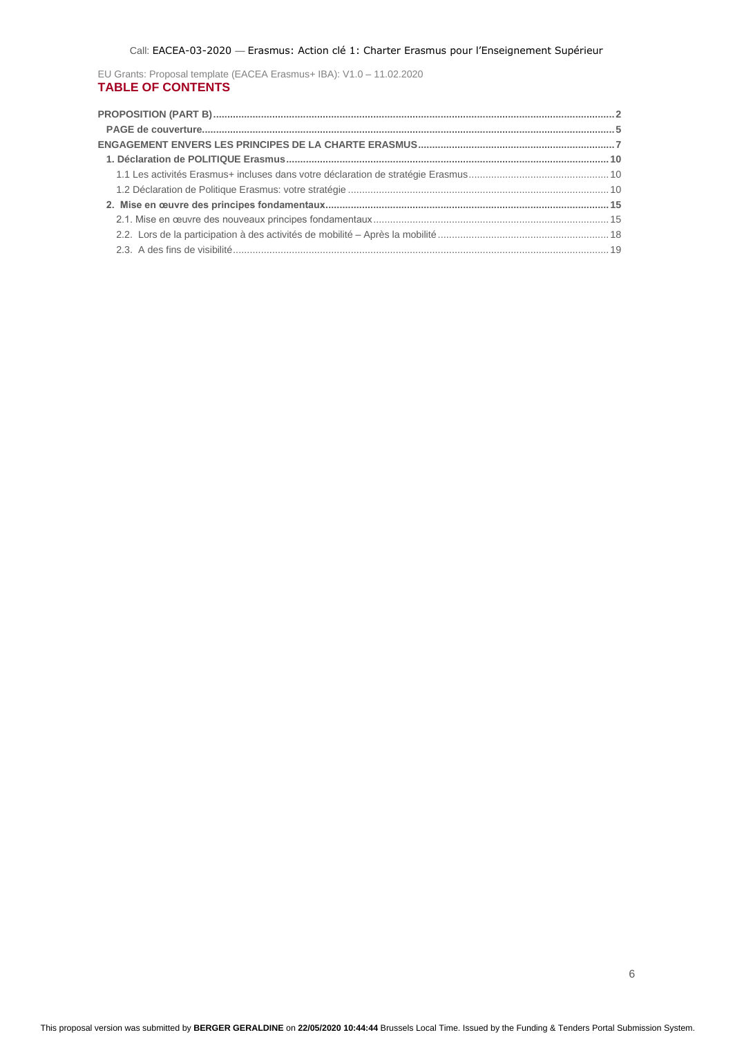EU Grants: Proposal template (EACEA Erasmus+ IBA): V1.0 – 11.02.2020

**TABLE OF CONTENTS**

**PROPOSITION (PART B)** ........................................ **2**

**PAGE de couverture** ........................................ **5**

**ENGAGEMENT ENVERS LES PRINCIPES DE LA CHARTE ERASMUS** ........................................ **7**

**1. Déclaration de POLITIQUE Erasmus** ........................................ **10**

1.1 Les activités Erasmus+ incluses dans votre déclaration de stratégie Erasmus ........................................ 10

1.2 Déclaration de Politique Erasmus: votre stratégie ........................................ 10

**2. Mise en œuvre des principes fondamentaux** ........................................ **15**

2.1. Mise en œuvre des nouveaux principes fondamentaux ........................................ 15

2.2. Lors de la participation à des activités de mobilité – Après la mobilité ........................................ 18

2.3. A des fins de visibilité ........................................ 19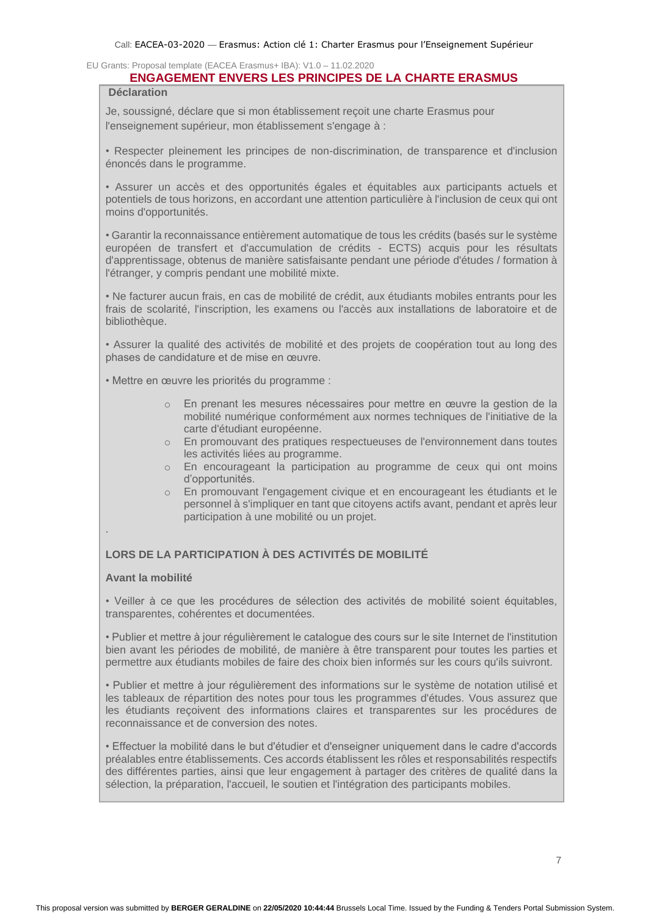## ENGAGEMENT ENVERS LES PRINCIPES DE LA CHARTE ERASMUS

**Déclaration**

Je, soussigné, déclare que si mon établissement reçoit une charte Erasmus pour l'enseignement supérieur, mon établissement s'engage à :

• Respecter pleinement les principes de non-discrimination, de transparence et d'inclusion énoncés dans le programme.

• Assurer un accès et des opportunités égales et équitables aux participants actuels et potentiels de tous horizons, en accordant une attention particulière à l'inclusion de ceux qui ont moins d'opportunités.

• Garantir la reconnaissance entièrement automatique de tous les crédits (basés sur le système européen de transfert et d'accumulation de crédits - ECTS) acquis pour les résultats d'apprentissage, obtenus de manière satisfaisante pendant une période d'études / formation à l'étranger, y compris pendant une mobilité mixte.

• Ne facturer aucun frais, en cas de mobilité de crédit, aux étudiants mobiles entrants pour les frais de scolarité, l'inscription, les examens ou l'accès aux installations de laboratoire et de bibliothèque.

• Assurer la qualité des activités de mobilité et des projets de coopération tout au long des phases de candidature et de mise en œuvre.

• Mettre en œuvre les priorités du programme :

- En prenant les mesures nécessaires pour mettre en œuvre la gestion de la mobilité numérique conformément aux normes techniques de l'initiative de la carte d'étudiant européenne.
- En promouvant des pratiques respectueuses de l'environnement dans toutes les activités liées au programme.
- En encourageant la participation au programme de ceux qui ont moins d'opportunités.
- En promouvant l'engagement civique et en encourageant les étudiants et le personnel à s'impliquer en tant que citoyens actifs avant, pendant et après leur participation à une mobilité ou un projet.

.

### LORS DE LA PARTICIPATION À DES ACTIVITÉS DE MOBILITÉ

**Avant la mobilité**

• Veiller à ce que les procédures de sélection des activités de mobilité soient équitables, transparentes, cohérentes et documentées.

• Publier et mettre à jour régulièrement le catalogue des cours sur le site Internet de l'institution bien avant les périodes de mobilité, de manière à être transparent pour toutes les parties et permettre aux étudiants mobiles de faire des choix bien informés sur les cours qu'ils suivront.

• Publier et mettre à jour régulièrement des informations sur le système de notation utilisé et les tableaux de répartition des notes pour tous les programmes d'études. Vous assurez que les étudiants reçoivent des informations claires et transparentes sur les procédures de reconnaissance et de conversion des notes.

• Effectuer la mobilité dans le but d'étudier et d'enseigner uniquement dans le cadre d'accords préalables entre établissements. Ces accords établissent les rôles et responsabilités respectifs des différentes parties, ainsi que leur engagement à partager des critères de qualité dans la sélection, la préparation, l'accueil, le soutien et l'intégration des participants mobiles.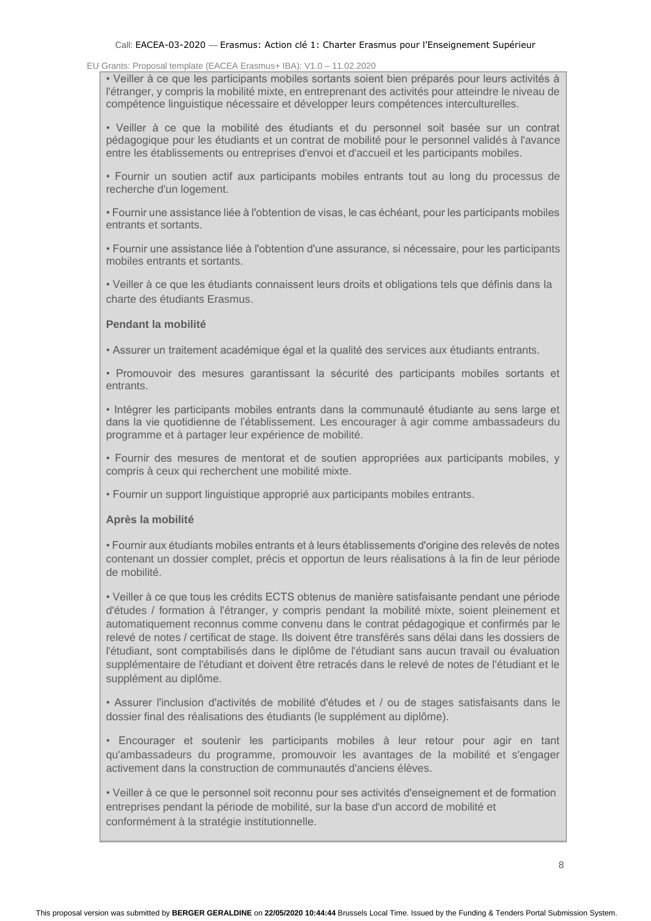• Veiller à ce que les participants mobiles sortants soient bien préparés pour leurs activités à l'étranger, y compris la mobilité mixte, en entreprenant des activités pour atteindre le niveau de compétence linguistique nécessaire et développer leurs compétences interculturelles.

• Veiller à ce que la mobilité des étudiants et du personnel soit basée sur un contrat pédagogique pour les étudiants et un contrat de mobilité pour le personnel validés à l'avance entre les établissements ou entreprises d'envoi et d'accueil et les participants mobiles.

• Fournir un soutien actif aux participants mobiles entrants tout au long du processus de recherche d'un logement.

• Fournir une assistance liée à l'obtention de visas, le cas échéant, pour les participants mobiles entrants et sortants.

• Fournir une assistance liée à l'obtention d'une assurance, si nécessaire, pour les participants mobiles entrants et sortants.

• Veiller à ce que les étudiants connaissent leurs droits et obligations tels que définis dans la charte des étudiants Erasmus.

**Pendant la mobilité**

• Assurer un traitement académique égal et la qualité des services aux étudiants entrants.

• Promouvoir des mesures garantissant la sécurité des participants mobiles sortants et entrants.

• Intégrer les participants mobiles entrants dans la communauté étudiante au sens large et dans la vie quotidienne de l'établissement. Les encourager à agir comme ambassadeurs du programme et à partager leur expérience de mobilité.

• Fournir des mesures de mentorat et de soutien appropriées aux participants mobiles, y compris à ceux qui recherchent une mobilité mixte.

• Fournir un support linguistique approprié aux participants mobiles entrants.

**Après la mobilité**

• Fournir aux étudiants mobiles entrants et à leurs établissements d'origine des relevés de notes contenant un dossier complet, précis et opportun de leurs réalisations à la fin de leur période de mobilité.

• Veiller à ce que tous les crédits ECTS obtenus de manière satisfaisante pendant une période d'études / formation à l'étranger, y compris pendant la mobilité mixte, soient pleinement et automatiquement reconnus comme convenu dans le contrat pédagogique et confirmés par le relevé de notes / certificat de stage. Ils doivent être transférés sans délai dans les dossiers de l'étudiant, sont comptabilisés dans le diplôme de l'étudiant sans aucun travail ou évaluation supplémentaire de l'étudiant et doivent être retracés dans le relevé de notes de l'étudiant et le supplément au diplôme.

• Assurer l'inclusion d'activités de mobilité d'études et / ou de stages satisfaisants dans le dossier final des réalisations des étudiants (le supplément au diplôme).

• Encourager et soutenir les participants mobiles à leur retour pour agir en tant qu'ambassadeurs du programme, promouvoir les avantages de la mobilité et s'engager activement dans la construction de communautés d'anciens élèves.

• Veiller à ce que le personnel soit reconnu pour ses activités d'enseignement et de formation entreprises pendant la période de mobilité, sur la base d'un accord de mobilité et conformément à la stratégie institutionnelle.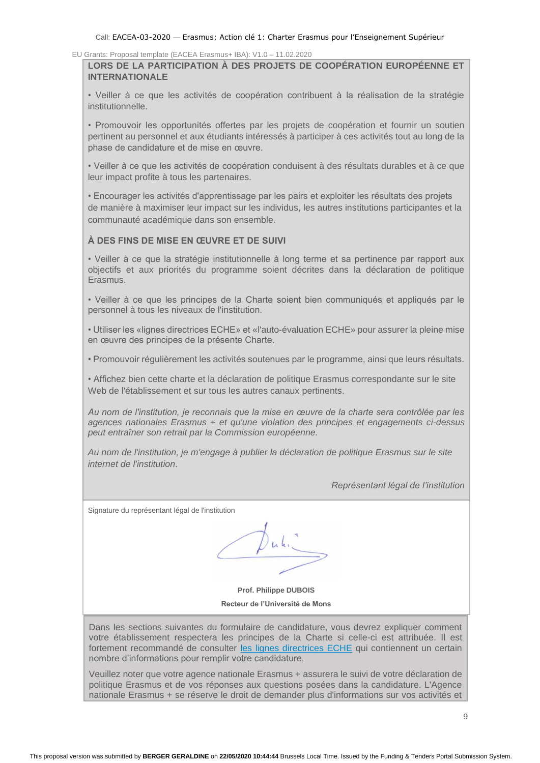**LORS DE LA PARTICIPATION À DES PROJETS DE COOPÉRATION EUROPÉENNE ET INTERNATIONALE**

• Veiller à ce que les activités de coopération contribuent à la réalisation de la stratégie institutionnelle.

• Promouvoir les opportunités offertes par les projets de coopération et fournir un soutien pertinent au personnel et aux étudiants intéressés à participer à ces activités tout au long de la phase de candidature et de mise en œuvre.

• Veiller à ce que les activités de coopération conduisent à des résultats durables et à ce que leur impact profite à tous les partenaires.

• Encourager les activités d'apprentissage par les pairs et exploiter les résultats des projets de manière à maximiser leur impact sur les individus, les autres institutions participantes et la communauté académique dans son ensemble.

**À DES FINS DE MISE EN ŒUVRE ET DE SUIVI**

• Veiller à ce que la stratégie institutionnelle à long terme et sa pertinence par rapport aux objectifs et aux priorités du programme soient décrites dans la déclaration de politique Erasmus.

• Veiller à ce que les principes de la Charte soient bien communiqués et appliqués par le personnel à tous les niveaux de l'institution.

• Utiliser les «lignes directrices ECHE» et «l'auto-évaluation ECHE» pour assurer la pleine mise en œuvre des principes de la présente Charte.

• Promouvoir régulièrement les activités soutenues par le programme, ainsi que leurs résultats.

• Affichez bien cette charte et la déclaration de politique Erasmus correspondante sur le site Web de l'établissement et sur tous les autres canaux pertinents.

*Au nom de l'institution, je reconnais que la mise en œuvre de la charte sera contrôlée par les agences nationales Erasmus + et qu'une violation des principes et engagements ci-dessus peut entraîner son retrait par la Commission européenne.*

*Au nom de l'institution, je m'engage à publier la déclaration de politique Erasmus sur le site internet de l'institution.*

*Représentant légal de l'institution*

Signature du représentant légal de l'institution

**Prof. Philippe DUBOIS**

**Recteur de l'Université de Mons**

Dans les sections suivantes du formulaire de candidature, vous devrez expliquer comment votre établissement respectera les principes de la Charte si celle-ci est attribuée. Il est fortement recommandé de consulter [les lignes directrices ECHE]() qui contiennent un certain nombre d'informations pour remplir votre candidature.

Veuillez noter que votre agence nationale Erasmus + assurera le suivi de votre déclaration de politique Erasmus et de vos réponses aux questions posées dans la candidature. L'Agence nationale Erasmus + se réserve le droit de demander plus d'informations sur vos activités et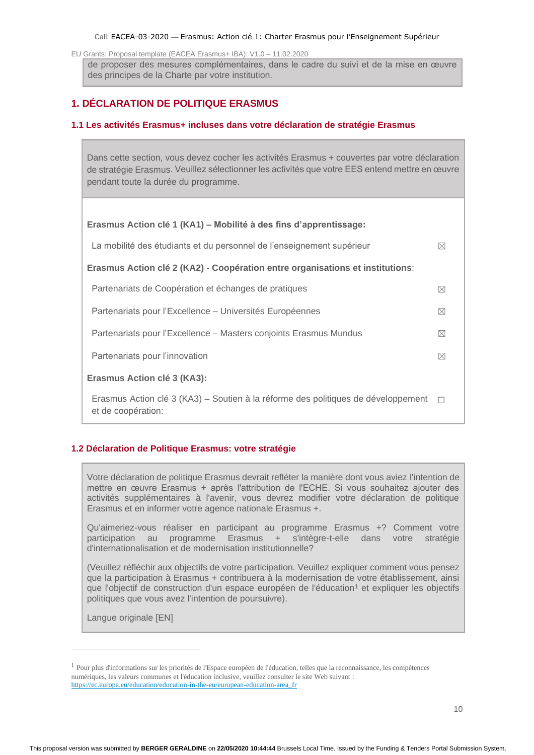de proposer des mesures complémentaires, dans le cadre du suivi et de la mise en œuvre des principes de la Charte par votre institution.

## 1. DÉCLARATION DE POLITIQUE ERASMUS

### 1.1 Les activités Erasmus+ incluses dans votre déclaration de stratégie Erasmus

Dans cette section, vous devez cocher les activités Erasmus + couvertes par votre déclaration de stratégie Erasmus. Veuillez sélectionner les activités que votre EES entend mettre en œuvre pendant toute la durée du programme.

**Erasmus Action clé 1 (KA1) – Mobilité à des fins d'apprentissage:**

| | |
|---|---|
| La mobilité des étudiants et du personnel de l'enseignement supérieur | ☒ |

**Erasmus Action clé 2 (KA2) - Coopération entre organisations et institutions**:

| | |
|---|---|
| Partenariats de Coopération et échanges de pratiques | ☒ |
| Partenariats pour l'Excellence – Universités Européennes | ☒ |
| Partenariats pour l'Excellence – Masters conjoints Erasmus Mundus | ☒ |
| Partenariats pour l'innovation | ☒ |

**Erasmus Action clé 3 (KA3):**

| | |
|---|---|
| Erasmus Action clé 3 (KA3) – Soutien à la réforme des politiques de développement et de coopération: | ☐ |

### 1.2 Déclaration de Politique Erasmus: votre stratégie

Votre déclaration de politique Erasmus devrait refléter la manière dont vous aviez l'intention de mettre en œuvre Erasmus + après l'attribution de l'ECHE. Si vous souhaitez ajouter des activités supplémentaires à l'avenir, vous devrez modifier votre déclaration de politique Erasmus et en informer votre agence nationale Erasmus +.

Qu'aimeriez-vous réaliser en participant au programme Erasmus +? Comment votre participation au programme Erasmus + s'intègre-t-elle dans votre stratégie d'internationalisation et de modernisation institutionnelle?

(Veuillez réfléchir aux objectifs de votre participation. Veuillez expliquer comment vous pensez que la participation à Erasmus + contribuera à la modernisation de votre établissement, ainsi que l'objectif de construction d'un espace européen de l'éducation[1] et expliquer les objectifs politiques que vous avez l'intention de poursuivre).

Langue originale [EN]

---

[1] Pour plus d'informations sur les priorités de l'Espace européen de l'éducation, telles que la reconnaissance, les compétences numériques, les valeurs communes et l'éducation inclusive, veuillez consulter le site Web suivant : https://ec.europa.eu/education/education-in-the-eu/european-education-area_fr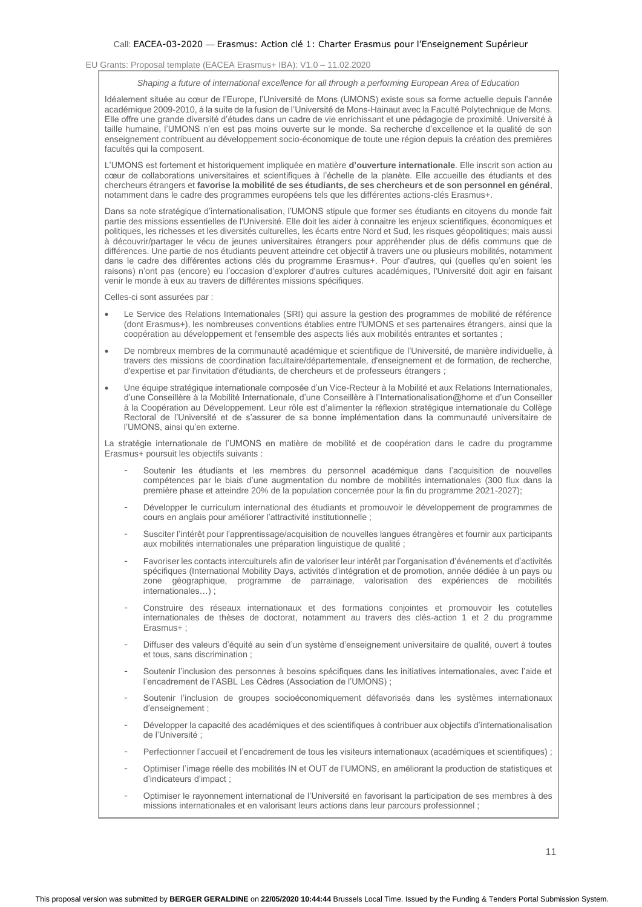*Shaping a future of international excellence for all through a performing European Area of Education*

Idéalement située au cœur de l'Europe, l'Université de Mons (UMONS) existe sous sa forme actuelle depuis l'année académique 2009-2010, à la suite de la fusion de l'Université de Mons-Hainaut avec la Faculté Polytechnique de Mons. Elle offre une grande diversité d'études dans un cadre de vie enrichissant et une pédagogie de proximité. Université à taille humaine, l'UMONS n'en est pas moins ouverte sur le monde. Sa recherche d'excellence et la qualité de son enseignement contribuent au développement socio-économique de toute une région depuis la création des premières facultés qui la composent.

L'UMONS est fortement et historiquement impliquée en matière **d'ouverture internationale**. Elle inscrit son action au cœur de collaborations universitaires et scientifiques à l'échelle de la planète. Elle accueille des étudiants et des chercheurs étrangers et **favorise la mobilité de ses étudiants, de ses chercheurs et de son personnel en général**, notamment dans le cadre des programmes européens tels que les différentes actions-clés Erasmus+.

Dans sa note stratégique d'internationalisation, l'UMONS stipule que former ses étudiants en citoyens du monde fait partie des missions essentielles de l'Université. Elle doit les aider à connaitre les enjeux scientifiques, économiques et politiques, les richesses et les diversités culturelles, les écarts entre Nord et Sud, les risques géopolitiques; mais aussi à découvrir/partager le vécu de jeunes universitaires étrangers pour appréhender plus de défis communs que de différences. Une partie de nos étudiants peuvent atteindre cet objectif à travers une ou plusieurs mobilités, notamment dans le cadre des différentes actions clés du programme Erasmus+. Pour d'autres, qui (quelles qu'en soient les raisons) n'ont pas (encore) eu l'occasion d'explorer d'autres cultures académiques, l'Université doit agir en faisant venir le monde à eux au travers de différentes missions spécifiques.

Celles-ci sont assurées par :

- Le Service des Relations Internationales (SRI) qui assure la gestion des programmes de mobilité de référence (dont Erasmus+), les nombreuses conventions établies entre l'UMONS et ses partenaires étrangers, ainsi que la coopération au développement et l'ensemble des aspects liés aux mobilités entrantes et sortantes ;
- De nombreux membres de la communauté académique et scientifique de l'Université, de manière individuelle, à travers des missions de coordination facultaire/départementale, d'enseignement et de formation, de recherche, d'expertise et par l'invitation d'étudiants, de chercheurs et de professeurs étrangers ;
- Une équipe stratégique internationale composée d'un Vice-Recteur à la Mobilité et aux Relations Internationales, d'une Conseillère à la Mobilité Internationale, d'une Conseillère à l'Internationalisation@home et d'un Conseiller à la Coopération au Développement. Leur rôle est d'alimenter la réflexion stratégique internationale du Collège Rectoral de l'Université et de s'assurer de sa bonne implémentation dans la communauté universitaire de l'UMONS, ainsi qu'en externe.

La stratégie internationale de l'UMONS en matière de mobilité et de coopération dans le cadre du programme Erasmus+ poursuit les objectifs suivants :

- Soutenir les étudiants et les membres du personnel académique dans l'acquisition de nouvelles compétences par le biais d'une augmentation du nombre de mobilités internationales (300 flux dans la première phase et atteindre 20% de la population concernée pour la fin du programme 2021-2027);
- Développer le curriculum international des étudiants et promouvoir le développement de programmes de cours en anglais pour améliorer l'attractivité institutionnelle ;
- Susciter l'intérêt pour l'apprentissage/acquisition de nouvelles langues étrangères et fournir aux participants aux mobilités internationales une préparation linguistique de qualité ;
- Favoriser les contacts interculturels afin de valoriser leur intérêt par l'organisation d'événements et d'activités spécifiques (International Mobility Days, activités d'intégration et de promotion, année dédiée à un pays ou zone géographique, programme de parrainage, valorisation des expériences de mobilités internationales…) ;
- Construire des réseaux internationaux et des formations conjointes et promouvoir les cotutelles internationales de thèses de doctorat, notamment au travers des clés-action 1 et 2 du programme Erasmus+ ;
- Diffuser des valeurs d'équité au sein d'un système d'enseignement universitaire de qualité, ouvert à toutes et tous, sans discrimination ;
- Soutenir l'inclusion des personnes à besoins spécifiques dans les initiatives internationales, avec l'aide et l'encadrement de l'ASBL Les Cèdres (Association de l'UMONS) ;
- Soutenir l'inclusion de groupes socioéconomiquement défavorisés dans les systèmes internationaux d'enseignement ;
- Développer la capacité des académiques et des scientifiques à contribuer aux objectifs d'internationalisation de l'Université ;
- Perfectionner l'accueil et l'encadrement de tous les visiteurs internationaux (académiques et scientifiques) ;
- Optimiser l'image réelle des mobilités IN et OUT de l'UMONS, en améliorant la production de statistiques et d'indicateurs d'impact ;
- Optimiser le rayonnement international de l'Université en favorisant la participation de ses membres à des missions internationales et en valorisant leurs actions dans leur parcours professionnel ;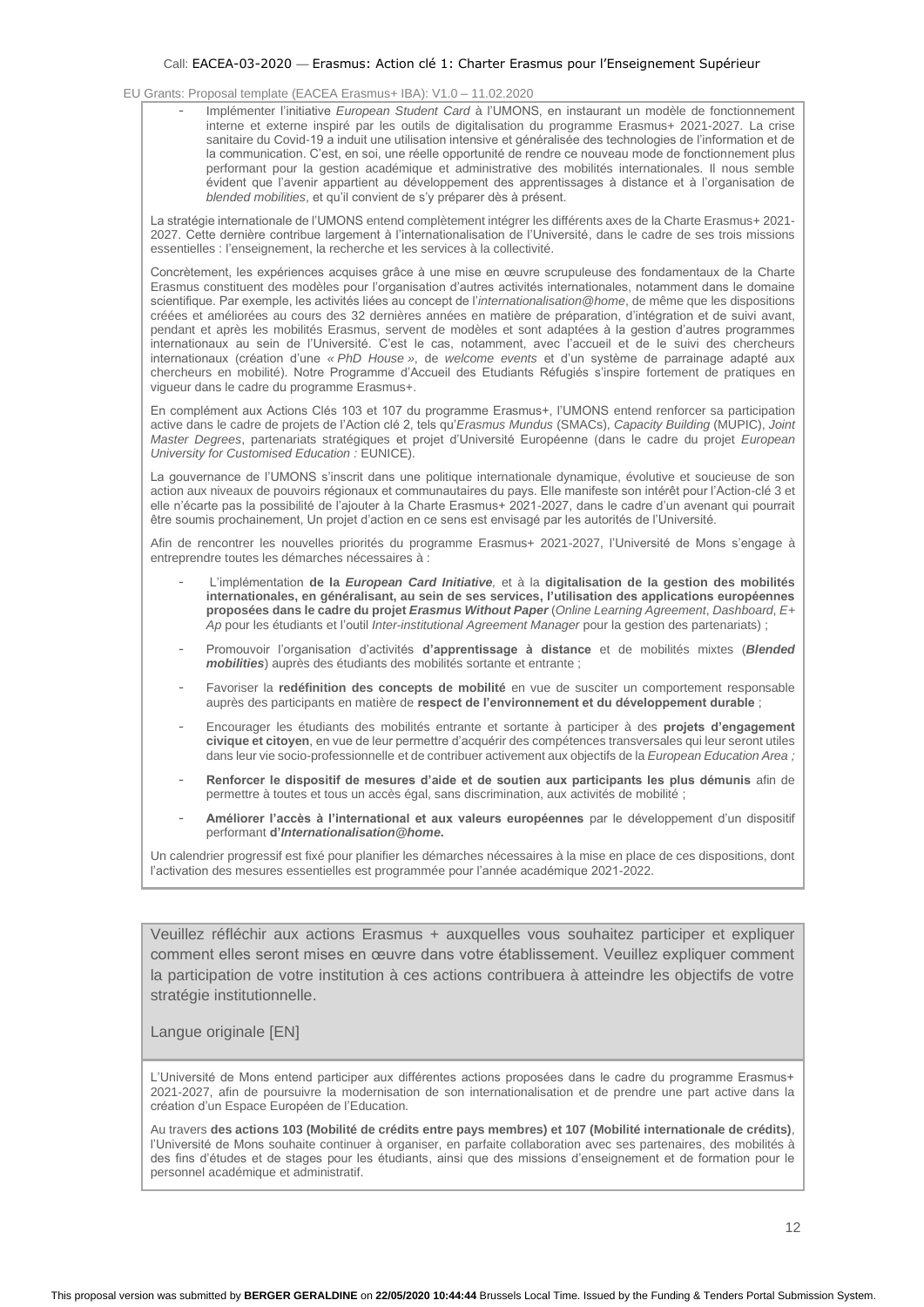- Implémenter l'initiative *European Student Card* à l'UMONS, en instaurant un modèle de fonctionnement interne et externe inspiré par les outils de digitalisation du programme Erasmus+ 2021-2027. La crise sanitaire du Covid-19 a induit une utilisation intensive et généralisée des technologies de l'information et de la communication. C'est, en soi, une réelle opportunité de rendre ce nouveau mode de fonctionnement plus performant pour la gestion académique et administrative des mobilités internationales. Il nous semble évident que l'avenir appartient au développement des apprentissages à distance et à l'organisation de *blended mobilities*, et qu'il convient de s'y préparer dès à présent.

La stratégie internationale de l'UMONS entend complètement intégrer les différents axes de la Charte Erasmus+ 2021-2027. Cette dernière contribue largement à l'internationalisation de l'Université, dans le cadre de ses trois missions essentielles : l'enseignement, la recherche et les services à la collectivité.

Concrètement, les expériences acquises grâce à une mise en œuvre scrupuleuse des fondamentaux de la Charte Erasmus constituent des modèles pour l'organisation d'autres activités internationales, notamment dans le domaine scientifique. Par exemple, les activités liées au concept de l'*internationalisation@home*, de même que les dispositions créées et améliorées au cours des 32 dernières années en matière de préparation, d'intégration et de suivi avant, pendant et après les mobilités Erasmus, servent de modèles et sont adaptées à la gestion d'autres programmes internationaux au sein de l'Université. C'est le cas, notamment, avec l'accueil et de le suivi des chercheurs internationaux (création d'une *« PhD House »*, de *welcome events* et d'un système de parrainage adapté aux chercheurs en mobilité). Notre Programme d'Accueil des Etudiants Réfugiés s'inspire fortement de pratiques en vigueur dans le cadre du programme Erasmus+.

En complément aux Actions Clés 103 et 107 du programme Erasmus+, l'UMONS entend renforcer sa participation active dans le cadre de projets de l'Action clé 2, tels qu'*Erasmus Mundus* (SMACs), *Capacity Building* (MUPIC), *Joint Master Degrees*, partenariats stratégiques et projet d'Université Européenne (dans le cadre du projet *European University for Customised Education :* EUNICE).

La gouvernance de l'UMONS s'inscrit dans une politique internationale dynamique, évolutive et soucieuse de son action aux niveaux de pouvoirs régionaux et communautaires du pays. Elle manifeste son intérêt pour l'Action-clé 3 et elle n'écarte pas la possibilité de l'ajouter à la Charte Erasmus+ 2021-2027, dans le cadre d'un avenant qui pourrait être soumis prochainement, Un projet d'action en ce sens est envisagé par les autorités de l'Université.

Afin de rencontrer les nouvelles priorités du programme Erasmus+ 2021-2027, l'Université de Mons s'engage à entreprendre toutes les démarches nécessaires à :

- L'implémentation **de la *European Card Initiative*,** et à la **digitalisation de la gestion des mobilités internationales, en généralisant, au sein de ses services, l'utilisation des applications européennes proposées dans le cadre du projet *Erasmus Without Paper*** (*Online Learning Agreement*, *Dashboard*, *E+ Ap* pour les étudiants et l'outil *Inter-institutional Agreement Manager* pour la gestion des partenariats) ;
- Promouvoir l'organisation d'activités **d'apprentissage à distance** et de mobilités mixtes (***Blended mobilities***) auprès des étudiants des mobilités sortante et entrante ;
- Favoriser la **redéfinition des concepts de mobilité** en vue de susciter un comportement responsable auprès des participants en matière de **respect de l'environnement et du développement durable** ;
- Encourager les étudiants des mobilités entrante et sortante à participer à des **projets d'engagement civique et citoyen**, en vue de leur permettre d'acquérir des compétences transversales qui leur seront utiles dans leur vie socio-professionnelle et de contribuer activement aux objectifs de la *European Education Area ;*
- **Renforcer le dispositif de mesures d'aide et de soutien aux participants les plus démunis** afin de permettre à toutes et tous un accès égal, sans discrimination, aux activités de mobilité ;
- **Améliorer l'accès à l'international et aux valeurs européennes** par le développement d'un dispositif performant **d'*Internationalisation@home.***

Un calendrier progressif est fixé pour planifier les démarches nécessaires à la mise en place de ces dispositions, dont l'activation des mesures essentielles est programmée pour l'année académique 2021-2022.

Veuillez réfléchir aux actions Erasmus + auxquelles vous souhaitez participer et expliquer comment elles seront mises en œuvre dans votre établissement. Veuillez expliquer comment la participation de votre institution à ces actions contribuera à atteindre les objectifs de votre stratégie institutionnelle.

Langue originale [EN]

L'Université de Mons entend participer aux différentes actions proposées dans le cadre du programme Erasmus+ 2021-2027, afin de poursuivre la modernisation de son internationalisation et de prendre une part active dans la création d'un Espace Européen de l'Education.

Au travers **des actions 103 (Mobilité de crédits entre pays membres) et 107 (Mobilité internationale de crédits)**, l'Université de Mons souhaite continuer à organiser, en parfaite collaboration avec ses partenaires, des mobilités à des fins d'études et de stages pour les étudiants, ainsi que des missions d'enseignement et de formation pour le personnel académique et administratif.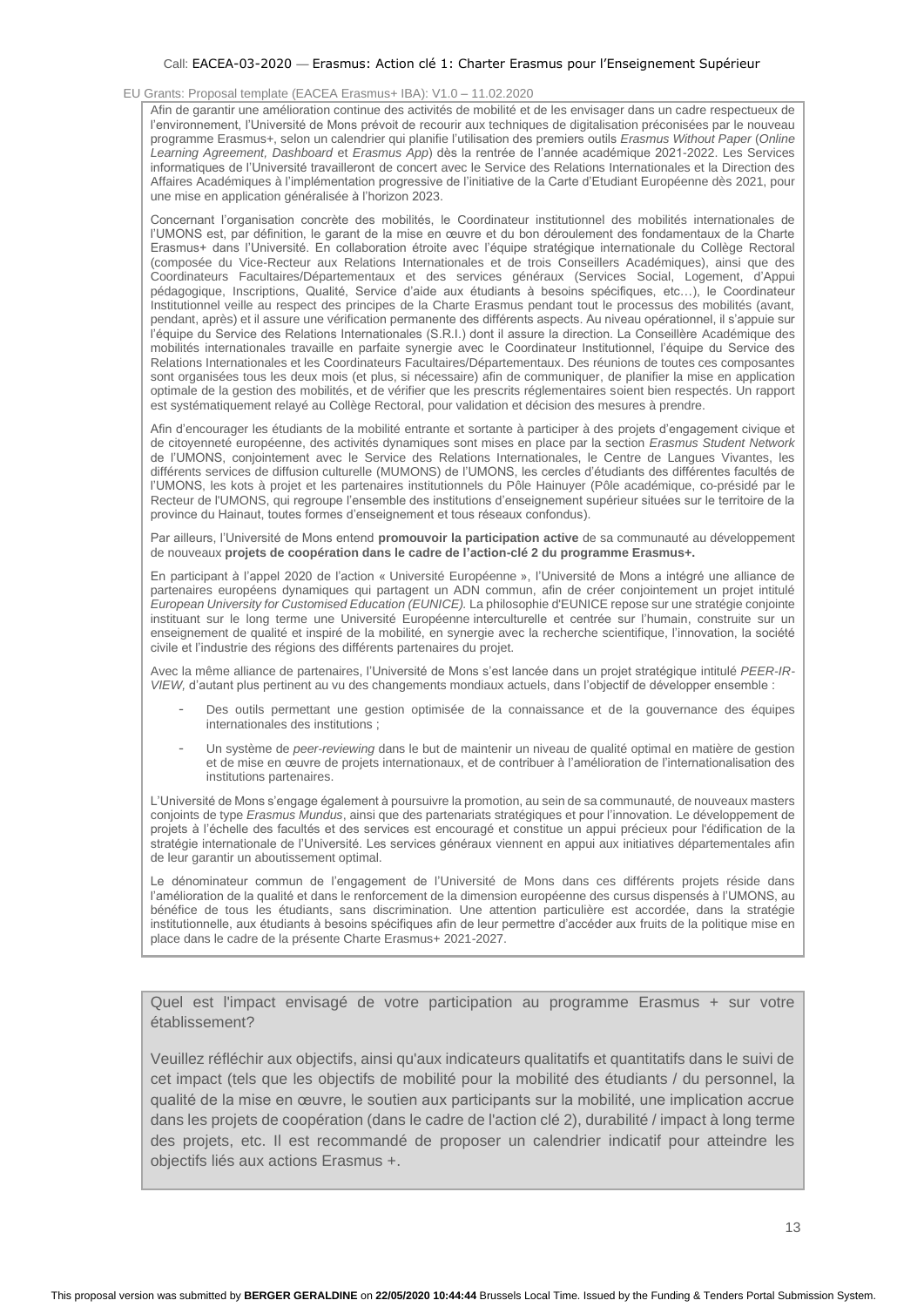Afin de garantir une amélioration continue des activités de mobilité et de les envisager dans un cadre respectueux de l'environnement, l'Université de Mons prévoit de recourir aux techniques de digitalisation préconisées par le nouveau programme Erasmus+, selon un calendrier qui planifie l'utilisation des premiers outils *Erasmus Without Paper* (*Online Learning Agreement, Dashboard* et *Erasmus App*) dès la rentrée de l'année académique 2021-2022. Les Services informatiques de l'Université travailleront de concert avec le Service des Relations Internationales et la Direction des Affaires Académiques à l'implémentation progressive de l'initiative de la Carte d'Etudiant Européenne dès 2021, pour une mise en application généralisée à l'horizon 2023.

Concernant l'organisation concrète des mobilités, le Coordinateur institutionnel des mobilités internationales de l'UMONS est, par définition, le garant de la mise en œuvre et du bon déroulement des fondamentaux de la Charte Erasmus+ dans l'Université. En collaboration étroite avec l'équipe stratégique internationale du Collège Rectoral (composée du Vice-Recteur aux Relations Internationales et de trois Conseillers Académiques), ainsi que des Coordinateurs Facultaires/Départementaux et des services généraux (Services Social, Logement, d'Appui pédagogique, Inscriptions, Qualité, Service d'aide aux étudiants à besoins spécifiques, etc…), le Coordinateur Institutionnel veille au respect des principes de la Charte Erasmus pendant tout le processus des mobilités (avant, pendant, après) et il assure une vérification permanente des différents aspects. Au niveau opérationnel, il s'appuie sur l'équipe du Service des Relations Internationales (S.R.I.) dont il assure la direction. La Conseillère Académique des mobilités internationales travaille en parfaite synergie avec le Coordinateur Institutionnel, l'équipe du Service des Relations Internationales et les Coordinateurs Facultaires/Départementaux. Des réunions de toutes ces composantes sont organisées tous les deux mois (et plus, si nécessaire) afin de communiquer, de planifier la mise en application optimale de la gestion des mobilités, et de vérifier que les prescrits réglementaires soient bien respectés. Un rapport est systématiquement relayé au Collège Rectoral, pour validation et décision des mesures à prendre.

Afin d'encourager les étudiants de la mobilité entrante et sortante à participer à des projets d'engagement civique et de citoyenneté européenne, des activités dynamiques sont mises en place par la section *Erasmus Student Network* de l'UMONS, conjointement avec le Service des Relations Internationales, le Centre de Langues Vivantes, les différents services de diffusion culturelle (MUMONS) de l'UMONS, les cercles d'étudiants des différentes facultés de l'UMONS, les kots à projet et les partenaires institutionnels du Pôle Hainuyer (Pôle académique, co-présidé par le Recteur de l'UMONS, qui regroupe l'ensemble des institutions d'enseignement supérieur situées sur le territoire de la province du Hainaut, toutes formes d'enseignement et tous réseaux confondus).

Par ailleurs, l'Université de Mons entend **promouvoir la participation active** de sa communauté au développement de nouveaux **projets de coopération dans le cadre de l'action-clé 2 du programme Erasmus+.**

En participant à l'appel 2020 de l'action « Université Européenne », l'Université de Mons a intégré une alliance de partenaires européens dynamiques qui partagent un ADN commun, afin de créer conjointement un projet intitulé *European University for Customised Education (EUNICE).* La philosophie d'EUNICE repose sur une stratégie conjointe instituant sur le long terme une Université Européenne interculturelle et centrée sur l'humain, construite sur un enseignement de qualité et inspiré de la mobilité, en synergie avec la recherche scientifique, l'innovation, la société civile et l'industrie des régions des différents partenaires du projet.

Avec la même alliance de partenaires, l'Université de Mons s'est lancée dans un projet stratégique intitulé *PEER-IR-VIEW,* d'autant plus pertinent au vu des changements mondiaux actuels, dans l'objectif de développer ensemble :

- Des outils permettant une gestion optimisée de la connaissance et de la gouvernance des équipes internationales des institutions ;
- Un système de *peer-reviewing* dans le but de maintenir un niveau de qualité optimal en matière de gestion et de mise en œuvre de projets internationaux, et de contribuer à l'amélioration de l'internationalisation des institutions partenaires.

L'Université de Mons s'engage également à poursuivre la promotion, au sein de sa communauté, de nouveaux masters conjoints de type *Erasmus Mundus*, ainsi que des partenariats stratégiques et pour l'innovation. Le développement de projets à l'échelle des facultés et des services est encouragé et constitue un appui précieux pour l'édification de la stratégie internationale de l'Université. Les services généraux viennent en appui aux initiatives départementales afin de leur garantir un aboutissement optimal.

Le dénominateur commun de l'engagement de l'Université de Mons dans ces différents projets réside dans l'amélioration de la qualité et dans le renforcement de la dimension européenne des cursus dispensés à l'UMONS, au bénéfice de tous les étudiants, sans discrimination. Une attention particulière est accordée, dans la stratégie institutionnelle, aux étudiants à besoins spécifiques afin de leur permettre d'accéder aux fruits de la politique mise en place dans le cadre de la présente Charte Erasmus+ 2021-2027.

Quel est l'impact envisagé de votre participation au programme Erasmus + sur votre établissement?

Veuillez réfléchir aux objectifs, ainsi qu'aux indicateurs qualitatifs et quantitatifs dans le suivi de cet impact (tels que les objectifs de mobilité pour la mobilité des étudiants / du personnel, la qualité de la mise en œuvre, le soutien aux participants sur la mobilité, une implication accrue dans les projets de coopération (dans le cadre de l'action clé 2), durabilité / impact à long terme des projets, etc. Il est recommandé de proposer un calendrier indicatif pour atteindre les objectifs liés aux actions Erasmus +.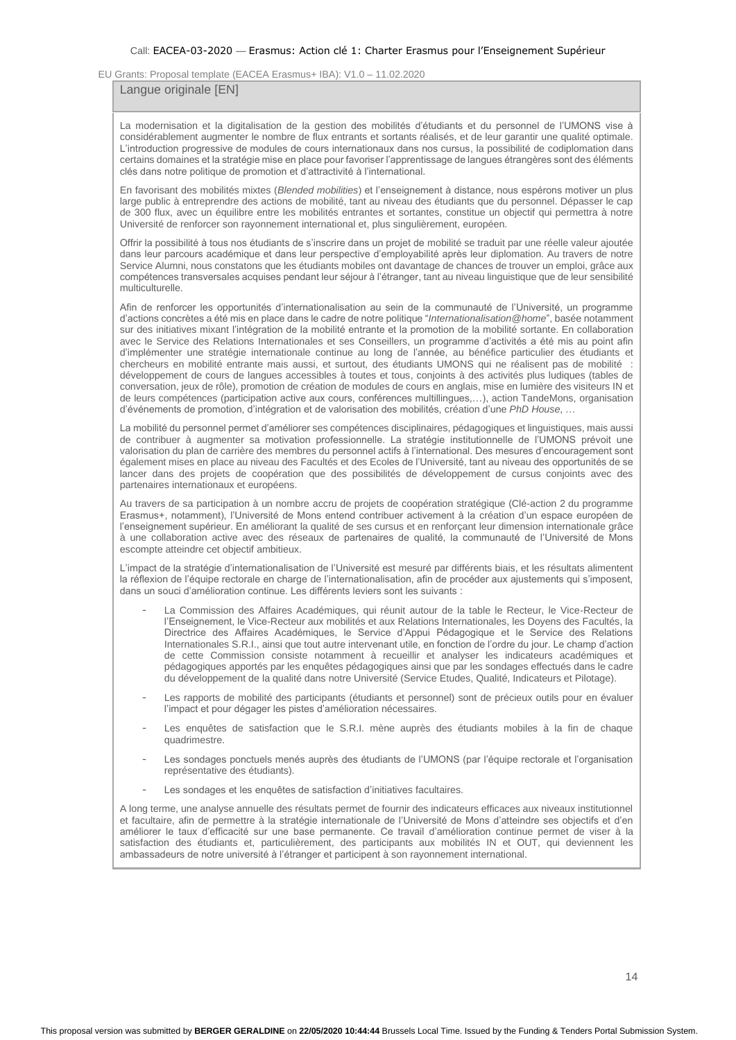Langue originale [EN]

La modernisation et la digitalisation de la gestion des mobilités d'étudiants et du personnel de l'UMONS vise à considérablement augmenter le nombre de flux entrants et sortants réalisés, et de leur garantir une qualité optimale. L'introduction progressive de modules de cours internationaux dans nos cursus, la possibilité de codiplomation dans certains domaines et la stratégie mise en place pour favoriser l'apprentissage de langues étrangères sont des éléments clés dans notre politique de promotion et d'attractivité à l'international.

En favorisant des mobilités mixtes (*Blended mobilities*) et l'enseignement à distance, nous espérons motiver un plus large public à entreprendre des actions de mobilité, tant au niveau des étudiants que du personnel. Dépasser le cap de 300 flux, avec un équilibre entre les mobilités entrantes et sortantes, constitue un objectif qui permettra à notre Université de renforcer son rayonnement international et, plus singulièrement, européen.

Offrir la possibilité à tous nos étudiants de s'inscrire dans un projet de mobilité se traduit par une réelle valeur ajoutée dans leur parcours académique et dans leur perspective d'employabilité après leur diplomation. Au travers de notre Service Alumni, nous constatons que les étudiants mobiles ont davantage de chances de trouver un emploi, grâce aux compétences transversales acquises pendant leur séjour à l'étranger, tant au niveau linguistique que de leur sensibilité multiculturelle.

Afin de renforcer les opportunités d'internationalisation au sein de la communauté de l'Université, un programme d'actions concrètes a été mis en place dans le cadre de notre politique "*Internationalisation@home*", basée notamment sur des initiatives mixant l'intégration de la mobilité entrante et la promotion de la mobilité sortante. En collaboration avec le Service des Relations Internationales et ses Conseillers, un programme d'activités a été mis au point afin d'implémenter une stratégie internationale continue au long de l'année, au bénéfice particulier des étudiants et chercheurs en mobilité entrante mais aussi, et surtout, des étudiants UMONS qui ne réalisent pas de mobilité : développement de cours de langues accessibles à toutes et tous, conjoints à des activités plus ludiques (tables de conversation, jeux de rôle), promotion de création de modules de cours en anglais, mise en lumière des visiteurs IN et de leurs compétences (participation active aux cours, conférences multillingues,…), action TandeMons, organisation d'événements de promotion, d'intégration et de valorisation des mobilités, création d'une *PhD House*, …

La mobilité du personnel permet d'améliorer ses compétences disciplinaires, pédagogiques et linguistiques, mais aussi de contribuer à augmenter sa motivation professionnelle. La stratégie institutionnelle de l'UMONS prévoit une valorisation du plan de carrière des membres du personnel actifs à l'international. Des mesures d'encouragement sont également mises en place au niveau des Facultés et des Ecoles de l'Université, tant au niveau des opportunités de se lancer dans des projets de coopération que des possibilités de développement de cursus conjoints avec des partenaires internationaux et européens.

Au travers de sa participation à un nombre accru de projets de coopération stratégique (Clé-action 2 du programme Erasmus+, notamment), l'Université de Mons entend contribuer activement à la création d'un espace européen de l'enseignement supérieur. En améliorant la qualité de ses cursus et en renforçant leur dimension internationale grâce à une collaboration active avec des réseaux de partenaires de qualité, la communauté de l'Université de Mons escompte atteindre cet objectif ambitieux.

L'impact de la stratégie d'internationalisation de l'Université est mesuré par différents biais, et les résultats alimentent la réflexion de l'équipe rectorale en charge de l'internationalisation, afin de procéder aux ajustements qui s'imposent, dans un souci d'amélioration continue. Les différents leviers sont les suivants :

- La Commission des Affaires Académiques, qui réunit autour de la table le Recteur, le Vice-Recteur de l'Enseignement, le Vice-Recteur aux mobilités et aux Relations Internationales, les Doyens des Facultés, la Directrice des Affaires Académiques, le Service d'Appui Pédagogique et le Service des Relations Internationales S.R.I., ainsi que tout autre intervenant utile, en fonction de l'ordre du jour. Le champ d'action de cette Commission consiste notamment à recueillir et analyser les indicateurs académiques et pédagogiques apportés par les enquêtes pédagogiques ainsi que par les sondages effectués dans le cadre du développement de la qualité dans notre Université (Service Etudes, Qualité, Indicateurs et Pilotage).
- Les rapports de mobilité des participants (étudiants et personnel) sont de précieux outils pour en évaluer l'impact et pour dégager les pistes d'amélioration nécessaires.
- Les enquêtes de satisfaction que le S.R.I. mène auprès des étudiants mobiles à la fin de chaque quadrimestre.
- Les sondages ponctuels menés auprès des étudiants de l'UMONS (par l'équipe rectorale et l'organisation représentative des étudiants).
- Les sondages et les enquêtes de satisfaction d'initiatives facultaires.

A long terme, une analyse annuelle des résultats permet de fournir des indicateurs efficaces aux niveaux institutionnel et facultaire, afin de permettre à la stratégie internationale de l'Université de Mons d'atteindre ses objectifs et d'en améliorer le taux d'efficacité sur une base permanente. Ce travail d'amélioration continue permet de viser à la satisfaction des étudiants et, particulièrement, des participants aux mobilités IN et OUT, qui deviennent les ambassadeurs de notre université à l'étranger et participent à son rayonnement international.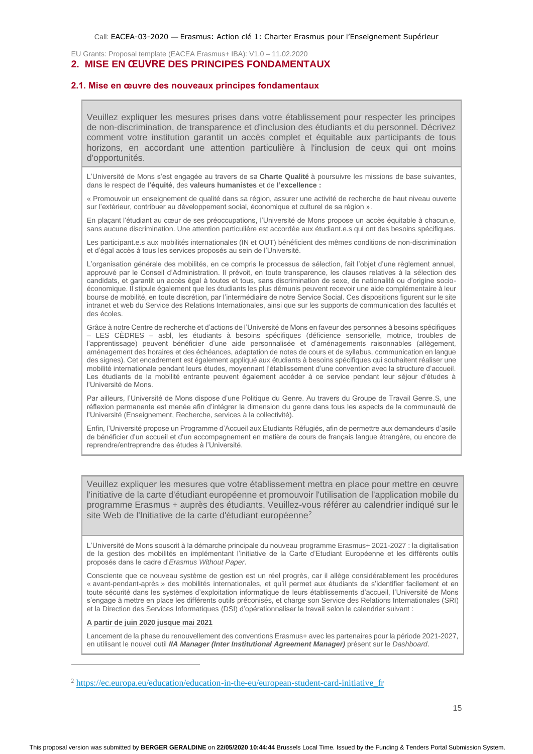## 2. MISE EN ŒUVRE DES PRINCIPES FONDAMENTAUX

### 2.1. Mise en œuvre des nouveaux principes fondamentaux

Veuillez expliquer les mesures prises dans votre établissement pour respecter les principes de non-discrimination, de transparence et d'inclusion des étudiants et du personnel. Décrivez comment votre institution garantit un accès complet et équitable aux participants de tous horizons, en accordant une attention particulière à l'inclusion de ceux qui ont moins d'opportunités.

L'Université de Mons s'est engagée au travers de sa **Charte Qualité** à poursuivre les missions de base suivantes, dans le respect de **l'équité**, des **valeurs humanistes** et de **l'excellence :**

« Promouvoir un enseignement de qualité dans sa région, assurer une activité de recherche de haut niveau ouverte sur l'extérieur, contribuer au développement social, économique et culturel de sa région ».

En plaçant l'étudiant au cœur de ses préoccupations, l'Université de Mons propose un accès équitable à chacun.e, sans aucune discrimination. Une attention particulière est accordée aux étudiant.e.s qui ont des besoins spécifiques.

Les participant.e.s aux mobilités internationales (IN et OUT) bénéficient des mêmes conditions de non-discrimination et d'égal accès à tous les services proposés au sein de l'Université.

L'organisation générale des mobilités, en ce compris le processus de sélection, fait l'objet d'une règlement annuel, approuvé par le Conseil d'Administration. Il prévoit, en toute transparence, les clauses relatives à la sélection des candidats, et garantit un accès égal à toutes et tous, sans discrimination de sexe, de nationalité ou d'origine socio-économique. Il stipule également que les étudiants les plus démunis peuvent recevoir une aide complémentaire à leur bourse de mobilité, en toute discrétion, par l'intermédiaire de notre Service Social. Ces dispositions figurent sur le site intranet et web du Service des Relations Internationales, ainsi que sur les supports de communication des facultés et des écoles.

Grâce à notre Centre de recherche et d'actions de l'Université de Mons en faveur des personnes à besoins spécifiques – LES CÈDRES – asbl, les étudiants à besoins spécifiques (déficience sensorielle, motrice, troubles de l'apprentissage) peuvent bénéficier d'une aide personnalisée et d'aménagements raisonnables (allègement, aménagement des horaires et des échéances, adaptation de notes de cours et de syllabus, communication en langue des signes). Cet encadrement est également appliqué aux étudiants à besoins spécifiques qui souhaitent réaliser une mobilité internationale pendant leurs études, moyennant l'établissement d'une convention avec la structure d'accueil. Les étudiants de la mobilité entrante peuvent également accéder à ce service pendant leur séjour d'études à l'Université de Mons.

Par ailleurs, l'Université de Mons dispose d'une Politique du Genre. Au travers du Groupe de Travail Genre.S, une réflexion permanente est menée afin d'intégrer la dimension du genre dans tous les aspects de la communauté de l'Université (Enseignement, Recherche, services à la collectivité).

Enfin, l'Université propose un Programme d'Accueil aux Etudiants Réfugiés, afin de permettre aux demandeurs d'asile de bénéficier d'un accueil et d'un accompagnement en matière de cours de français langue étrangère, ou encore de reprendre/entreprendre des études à l'Université.

Veuillez expliquer les mesures que votre établissement mettra en place pour mettre en œuvre l'initiative de la carte d'étudiant européenne et promouvoir l'utilisation de l'application mobile du programme Erasmus + auprès des étudiants. Veuillez-vous référer au calendrier indiqué sur le site Web de l'Initiative de la carte d'étudiant européenne[2]

L'Université de Mons souscrit à la démarche principale du nouveau programme Erasmus+ 2021-2027 : la digitalisation de la gestion des mobilités en implémentant l'initiative de la Carte d'Etudiant Européenne et les différents outils proposés dans le cadre d'*Erasmus Without Paper*.

Consciente que ce nouveau système de gestion est un réel progrès, car il allège considérablement les procédures « avant-pendant-après » des mobilités internationales, et qu'il permet aux étudiants de s'identifier facilement et en toute sécurité dans les systèmes d'exploitation informatique de leurs établissements d'accueil, l'Université de Mons s'engage à mettre en place les différents outils préconisés, et charge son Service des Relations Internationales (SRI) et la Direction des Services Informatiques (DSI) d'opérationnaliser le travail selon le calendrier suivant :

<u>**A partir de juin 2020 jusque mai 2021**</u>

Lancement de la phase du renouvellement des conventions Erasmus+ avec les partenaires pour la période 2021-2027, en utilisant le nouvel outil ***IIA Manager (Inter Institutional Agreement Manager)*** présent sur le *Dashboard*.

[2] https://ec.europa.eu/education/education-in-the-eu/european-student-card-initiative_fr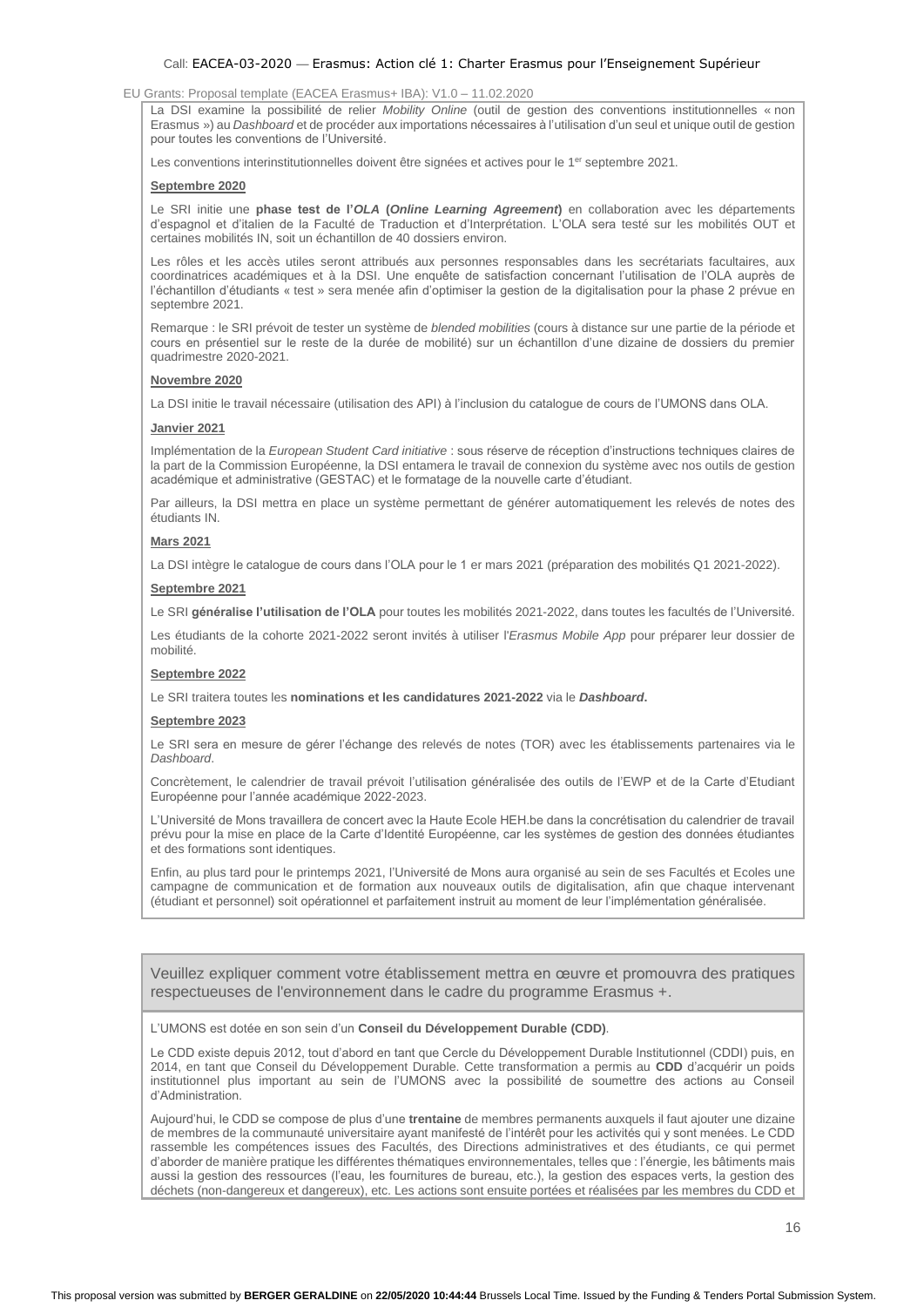La DSI examine la possibilité de relier *Mobility Online* (outil de gestion des conventions institutionnelles « non Erasmus ») au *Dashboard* et de procéder aux importations nécessaires à l'utilisation d'un seul et unique outil de gestion pour toutes les conventions de l'Université.

Les conventions interinstitutionnelles doivent être signées et actives pour le 1er septembre 2021.

**Septembre 2020**

Le SRI initie une **phase test de l'*OLA* (*Online Learning Agreement*)** en collaboration avec les départements d'espagnol et d'italien de la Faculté de Traduction et d'Interprétation. L'OLA sera testé sur les mobilités OUT et certaines mobilités IN, soit un échantillon de 40 dossiers environ.

Les rôles et les accès utiles seront attribués aux personnes responsables dans les secrétariats facultaires, aux coordinatrices académiques et à la DSI. Une enquête de satisfaction concernant l'utilisation de l'OLA auprès de l'échantillon d'étudiants « test » sera menée afin d'optimiser la gestion de la digitalisation pour la phase 2 prévue en septembre 2021.

Remarque : le SRI prévoit de tester un système de *blended mobilities* (cours à distance sur une partie de la période et cours en présentiel sur le reste de la durée de mobilité) sur un échantillon d'une dizaine de dossiers du premier quadrimestre 2020-2021.

**Novembre 2020**

La DSI initie le travail nécessaire (utilisation des API) à l'inclusion du catalogue de cours de l'UMONS dans OLA.

**Janvier 2021**

Implémentation de la *European Student Card initiative* : sous réserve de réception d'instructions techniques claires de la part de la Commission Européenne, la DSI entamera le travail de connexion du système avec nos outils de gestion académique et administrative (GESTAC) et le formatage de la nouvelle carte d'étudiant.

Par ailleurs, la DSI mettra en place un système permettant de générer automatiquement les relevés de notes des étudiants IN.

**Mars 2021**

La DSI intègre le catalogue de cours dans l'OLA pour le 1 er mars 2021 (préparation des mobilités Q1 2021-2022).

**Septembre 2021**

Le SRI **généralise l'utilisation de l'OLA** pour toutes les mobilités 2021-2022, dans toutes les facultés de l'Université.

Les étudiants de la cohorte 2021-2022 seront invités à utiliser l'*Erasmus Mobile App* pour préparer leur dossier de mobilité.

**Septembre 2022**

Le SRI traitera toutes les **nominations et les candidatures 2021-2022** via le ***Dashboard*.**

**Septembre 2023**

Le SRI sera en mesure de gérer l'échange des relevés de notes (TOR) avec les établissements partenaires via le *Dashboard*.

Concrètement, le calendrier de travail prévoit l'utilisation généralisée des outils de l'EWP et de la Carte d'Etudiant Européenne pour l'année académique 2022-2023.

L'Université de Mons travaillera de concert avec la Haute Ecole HEH.be dans la concrétisation du calendrier de travail prévu pour la mise en place de la Carte d'Identité Européenne, car les systèmes de gestion des données étudiantes et des formations sont identiques.

Enfin, au plus tard pour le printemps 2021, l'Université de Mons aura organisé au sein de ses Facultés et Ecoles une campagne de communication et de formation aux nouveaux outils de digitalisation, afin que chaque intervenant (étudiant et personnel) soit opérationnel et parfaitement instruit au moment de leur l'implémentation généralisée.

Veuillez expliquer comment votre établissement mettra en œuvre et promouvra des pratiques respectueuses de l'environnement dans le cadre du programme Erasmus +.

L'UMONS est dotée en son sein d'un **Conseil du Développement Durable (CDD)**.

Le CDD existe depuis 2012, tout d'abord en tant que Cercle du Développement Durable Institutionnel (CDDI) puis, en 2014, en tant que Conseil du Développement Durable. Cette transformation a permis au **CDD** d'acquérir un poids institutionnel plus important au sein de l'UMONS avec la possibilité de soumettre des actions au Conseil d'Administration.

Aujourd'hui, le CDD se compose de plus d'une **trentaine** de membres permanents auxquels il faut ajouter une dizaine de membres de la communauté universitaire ayant manifesté de l'intérêt pour les activités qui y sont menées. Le CDD rassemble les compétences issues des Facultés, des Directions administratives et des étudiants, ce qui permet d'aborder de manière pratique les différentes thématiques environnementales, telles que : l'énergie, les bâtiments mais aussi la gestion des ressources (l'eau, les fournitures de bureau, etc.), la gestion des espaces verts, la gestion des déchets (non-dangereux et dangereux), etc. Les actions sont ensuite portées et réalisées par les membres du CDD et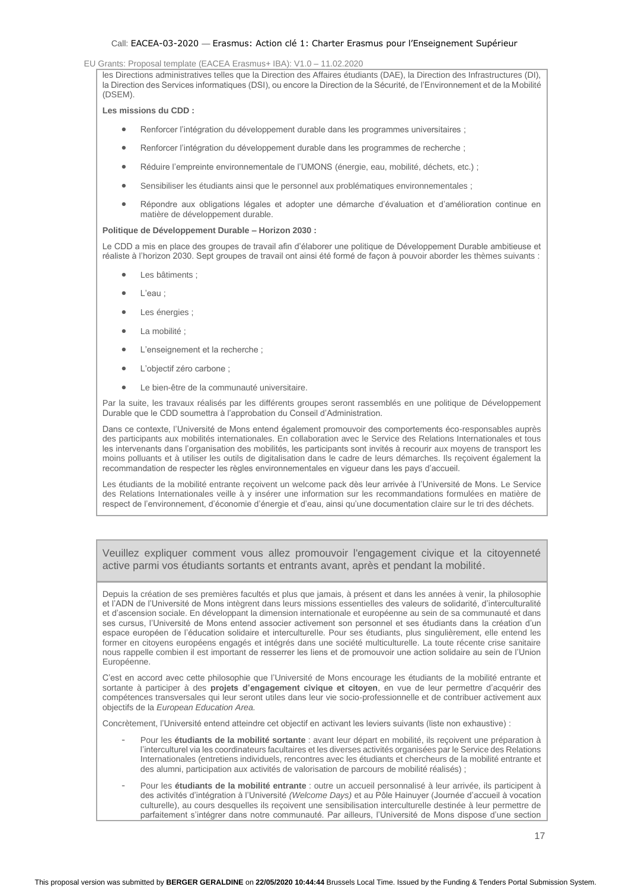les Directions administratives telles que la Direction des Affaires étudiants (DAE), la Direction des Infrastructures (DI), la Direction des Services informatiques (DSI), ou encore la Direction de la Sécurité, de l'Environnement et de la Mobilité (DSEM).

**Les missions du CDD :**

- Renforcer l'intégration du développement durable dans les programmes universitaires ;
- Renforcer l'intégration du développement durable dans les programmes de recherche ;
- Réduire l'empreinte environnementale de l'UMONS (énergie, eau, mobilité, déchets, etc.) ;
- Sensibiliser les étudiants ainsi que le personnel aux problématiques environnementales ;
- Répondre aux obligations légales et adopter une démarche d'évaluation et d'amélioration continue en matière de développement durable.

**Politique de Développement Durable – Horizon 2030 :**

Le CDD a mis en place des groupes de travail afin d'élaborer une politique de Développement Durable ambitieuse et réaliste à l'horizon 2030. Sept groupes de travail ont ainsi été formé de façon à pouvoir aborder les thèmes suivants :

- Les bâtiments ;
- L'eau ;
- Les énergies ;
- La mobilité ;
- L'enseignement et la recherche ;
- L'objectif zéro carbone ;
- Le bien-être de la communauté universitaire.

Par la suite, les travaux réalisés par les différents groupes seront rassemblés en une politique de Développement Durable que le CDD soumettra à l'approbation du Conseil d'Administration.

Dans ce contexte, l'Université de Mons entend également promouvoir des comportements éco-responsables auprès des participants aux mobilités internationales. En collaboration avec le Service des Relations Internationales et tous les intervenants dans l'organisation des mobilités, les participants sont invités à recourir aux moyens de transport les moins polluants et à utiliser les outils de digitalisation dans le cadre de leurs démarches. Ils reçoivent également la recommandation de respecter les règles environnementales en vigueur dans les pays d'accueil.

Les étudiants de la mobilité entrante reçoivent un welcome pack dès leur arrivée à l'Université de Mons. Le Service des Relations Internationales veille à y insérer une information sur les recommandations formulées en matière de respect de l'environnement, d'économie d'énergie et d'eau, ainsi qu'une documentation claire sur le tri des déchets.

## Veuillez expliquer comment vous allez promouvoir l'engagement civique et la citoyenneté active parmi vos étudiants sortants et entrants avant, après et pendant la mobilité.

Depuis la création de ses premières facultés et plus que jamais, à présent et dans les années à venir, la philosophie et l'ADN de l'Université de Mons intègrent dans leurs missions essentielles des valeurs de solidarité, d'interculturalité et d'ascension sociale. En développant la dimension internationale et européenne au sein de sa communauté et dans ses cursus, l'Université de Mons entend associer activement son personnel et ses étudiants dans la création d'un espace européen de l'éducation solidaire et interculturelle. Pour ses étudiants, plus singulièrement, elle entend les former en citoyens européens engagés et intégrés dans une société multiculturelle. La toute récente crise sanitaire nous rappelle combien il est important de resserrer les liens et de promouvoir une action solidaire au sein de l'Union Européenne.

C'est en accord avec cette philosophie que l'Université de Mons encourage les étudiants de la mobilité entrante et sortante à participer à des **projets d'engagement civique et citoyen**, en vue de leur permettre d'acquérir des compétences transversales qui leur seront utiles dans leur vie socio-professionnelle et de contribuer activement aux objectifs de la *European Education Area.*

Concrètement, l'Université entend atteindre cet objectif en activant les leviers suivants (liste non exhaustive) :

- Pour les **étudiants de la mobilité sortante** : avant leur départ en mobilité, ils reçoivent une préparation à l'interculturel via les coordinateurs facultaires et les diverses activités organisées par le Service des Relations Internationales (entretiens individuels, rencontres avec les étudiants et chercheurs de la mobilité entrante et des alumni, participation aux activités de valorisation de parcours de mobilité réalisés) ;
- Pour les **étudiants de la mobilité entrante** : outre un accueil personnalisé à leur arrivée, ils participent à des activités d'intégration à l'Université *(Welcome Days)* et au Pôle Hainuyer (Journée d'accueil à vocation culturelle), au cours desquelles ils reçoivent une sensibilisation interculturelle destinée à leur permettre de parfaitement s'intégrer dans notre communauté. Par ailleurs, l'Université de Mons dispose d'une section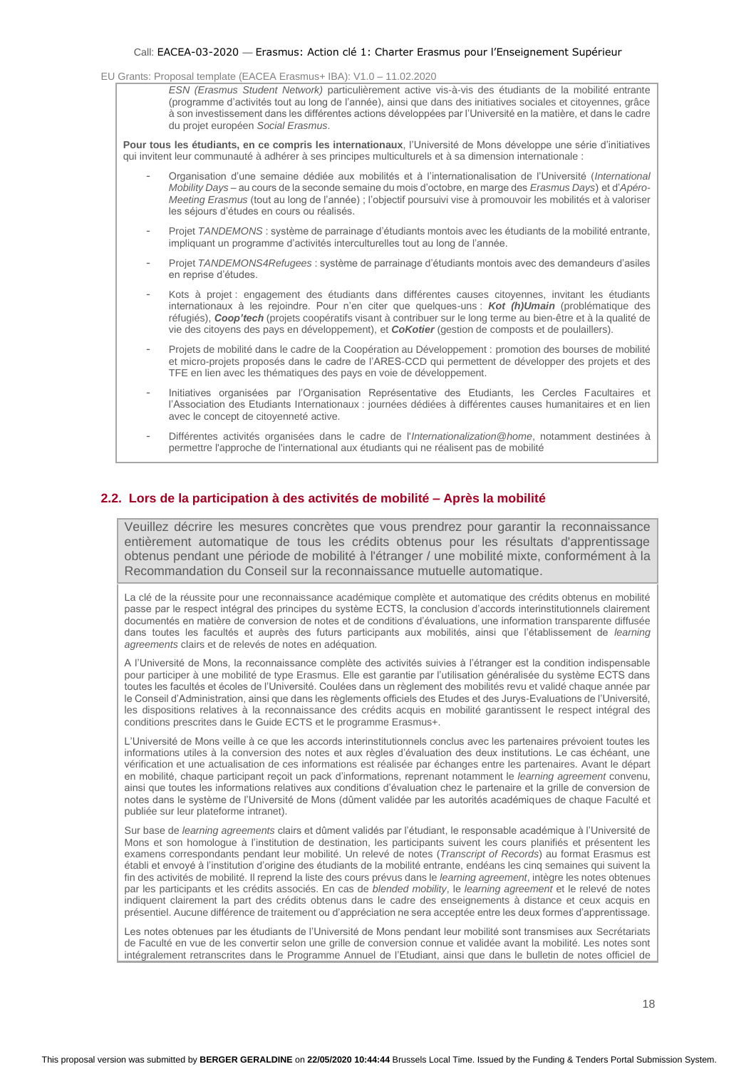*ESN (Erasmus Student Network)* particulièrement active vis-à-vis des étudiants de la mobilité entrante (programme d'activités tout au long de l'année), ainsi que dans des initiatives sociales et citoyennes, grâce à son investissement dans les différentes actions développées par l'Université en la matière, et dans le cadre du projet européen *Social Erasmus*.

**Pour tous les étudiants, en ce compris les internationaux**, l'Université de Mons développe une série d'initiatives qui invitent leur communauté à adhérer à ses principes multiculturels et à sa dimension internationale :

- Organisation d'une semaine dédiée aux mobilités et à l'internationalisation de l'Université (*International Mobility Days* – au cours de la seconde semaine du mois d'octobre, en marge des *Erasmus Days*) et d'*Apéro-Meeting Erasmus* (tout au long de l'année) ; l'objectif poursuivi vise à promouvoir les mobilités et à valoriser les séjours d'études en cours ou réalisés.
- Projet *TANDEMONS* : système de parrainage d'étudiants montois avec les étudiants de la mobilité entrante, impliquant un programme d'activités interculturelles tout au long de l'année.
- Projet *TANDEMONS4Refugees* : système de parrainage d'étudiants montois avec des demandeurs d'asiles en reprise d'études.
- Kots à projet : engagement des étudiants dans différentes causes citoyennes, invitant les étudiants internationaux à les rejoindre. Pour n'en citer que quelques-uns : ***Kot (h)Umain*** (problématique des réfugiés), ***Coop'tech*** (projets coopératifs visant à contribuer sur le long terme au bien-être et à la qualité de vie des citoyens des pays en développement), et ***CoKotier*** (gestion de composts et de poulaillers).
- Projets de mobilité dans le cadre de la Coopération au Développement : promotion des bourses de mobilité et micro-projets proposés dans le cadre de l'ARES-CCD qui permettent de développer des projets et des TFE en lien avec les thématiques des pays en voie de développement.
- Initiatives organisées par l'Organisation Représentative des Etudiants, les Cercles Facultaires et l'Association des Etudiants Internationaux : journées dédiées à différentes causes humanitaires et en lien avec le concept de citoyenneté active.
- Différentes activités organisées dans le cadre de l'*Internationalization@home*, notamment destinées à permettre l'approche de l'international aux étudiants qui ne réalisent pas de mobilité

## 2.2. Lors de la participation à des activités de mobilité – Après la mobilité

Veuillez décrire les mesures concrètes que vous prendrez pour garantir la reconnaissance entièrement automatique de tous les crédits obtenus pour les résultats d'apprentissage obtenus pendant une période de mobilité à l'étranger / une mobilité mixte, conformément à la Recommandation du Conseil sur la reconnaissance mutuelle automatique.

La clé de la réussite pour une reconnaissance académique complète et automatique des crédits obtenus en mobilité passe par le respect intégral des principes du système ECTS, la conclusion d'accords interinstitutionnels clairement documentés en matière de conversion de notes et de conditions d'évaluations, une information transparente diffusée dans toutes les facultés et auprès des futurs participants aux mobilités, ainsi que l'établissement de *learning agreements* clairs et de relevés de notes en adéquation.

A l'Université de Mons, la reconnaissance complète des activités suivies à l'étranger est la condition indispensable pour participer à une mobilité de type Erasmus. Elle est garantie par l'utilisation généralisée du système ECTS dans toutes les facultés et écoles de l'Université. Coulées dans un règlement des mobilités revu et validé chaque année par le Conseil d'Administration, ainsi que dans les règlements officiels des Etudes et des Jurys-Evaluations de l'Université, les dispositions relatives à la reconnaissance des crédits acquis en mobilité garantissent le respect intégral des conditions prescrites dans le Guide ECTS et le programme Erasmus+.

L'Université de Mons veille à ce que les accords interinstitutionnels conclus avec les partenaires prévoient toutes les informations utiles à la conversion des notes et aux règles d'évaluation des deux institutions. Le cas échéant, une vérification et une actualisation de ces informations est réalisée par échanges entre les partenaires. Avant le départ en mobilité, chaque participant reçoit un pack d'informations, reprenant notamment le *learning agreement* convenu, ainsi que toutes les informations relatives aux conditions d'évaluation chez le partenaire et la grille de conversion de notes dans le système de l'Université de Mons (dûment validée par les autorités académiques de chaque Faculté et publiée sur leur plateforme intranet).

Sur base de *learning agreements* clairs et dûment validés par l'étudiant, le responsable académique à l'Université de Mons et son homologue à l'institution de destination, les participants suivent les cours planifiés et présentent les examens correspondants pendant leur mobilité. Un relevé de notes (*Transcript of Records*) au format Erasmus est établi et envoyé à l'institution d'origine des étudiants de la mobilité entrante, endéans les cinq semaines qui suivent la fin des activités de mobilité. Il reprend la liste des cours prévus dans le *learning agreement*, intègre les notes obtenues par les participants et les crédits associés. En cas de *blended mobility*, le *learning agreement* et le relevé de notes indiquent clairement la part des crédits obtenus dans le cadre des enseignements à distance et ceux acquis en présentiel. Aucune différence de traitement ou d'appréciation ne sera acceptée entre les deux formes d'apprentissage.

Les notes obtenues par les étudiants de l'Université de Mons pendant leur mobilité sont transmises aux Secrétariats de Faculté en vue de les convertir selon une grille de conversion connue et validée avant la mobilité. Les notes sont intégralement retranscrites dans le Programme Annuel de l'Etudiant, ainsi que dans le bulletin de notes officiel de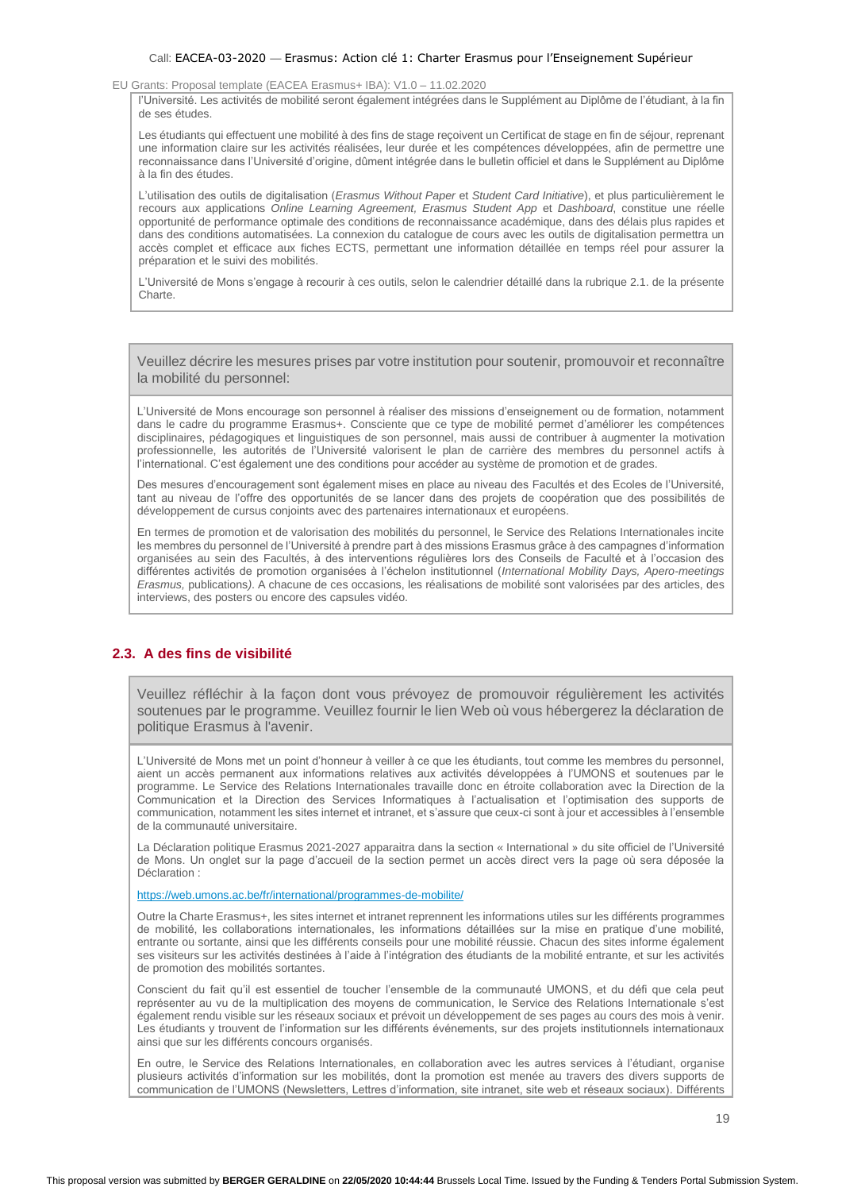l'Université. Les activités de mobilité seront également intégrées dans le Supplément au Diplôme de l'étudiant, à la fin de ses études.

Les étudiants qui effectuent une mobilité à des fins de stage reçoivent un Certificat de stage en fin de séjour, reprenant une information claire sur les activités réalisées, leur durée et les compétences développées, afin de permettre une reconnaissance dans l'Université d'origine, dûment intégrée dans le bulletin officiel et dans le Supplément au Diplôme à la fin des études.

L'utilisation des outils de digitalisation (*Erasmus Without Paper* et *Student Card Initiative*), et plus particulièrement le recours aux applications *Online Learning Agreement, Erasmus Student App* et *Dashboard*, constitue une réelle opportunité de performance optimale des conditions de reconnaissance académique, dans des délais plus rapides et dans des conditions automatisées. La connexion du catalogue de cours avec les outils de digitalisation permettra un accès complet et efficace aux fiches ECTS, permettant une information détaillée en temps réel pour assurer la préparation et le suivi des mobilités.

L'Université de Mons s'engage à recourir à ces outils, selon le calendrier détaillé dans la rubrique 2.1. de la présente Charte.

Veuillez décrire les mesures prises par votre institution pour soutenir, promouvoir et reconnaître la mobilité du personnel:

L'Université de Mons encourage son personnel à réaliser des missions d'enseignement ou de formation, notamment dans le cadre du programme Erasmus+. Consciente que ce type de mobilité permet d'améliorer les compétences disciplinaires, pédagogiques et linguistiques de son personnel, mais aussi de contribuer à augmenter la motivation professionnelle, les autorités de l'Université valorisent le plan de carrière des membres du personnel actifs à l'international. C'est également une des conditions pour accéder au système de promotion et de grades.

Des mesures d'encouragement sont également mises en place au niveau des Facultés et des Ecoles de l'Université, tant au niveau de l'offre des opportunités de se lancer dans des projets de coopération que des possibilités de développement de cursus conjoints avec des partenaires internationaux et européens.

En termes de promotion et de valorisation des mobilités du personnel, le Service des Relations Internationales incite les membres du personnel de l'Université à prendre part à des missions Erasmus grâce à des campagnes d'information organisées au sein des Facultés, à des interventions régulières lors des Conseils de Faculté et à l'occasion des différentes activités de promotion organisées à l'échelon institutionnel (*International Mobility Days, Apero-meetings Erasmus,* publications). A chacune de ces occasions, les réalisations de mobilité sont valorisées par des articles, des interviews, des posters ou encore des capsules vidéo.

## 2.3. A des fins de visibilité

Veuillez réfléchir à la façon dont vous prévoyez de promouvoir régulièrement les activités soutenues par le programme. Veuillez fournir le lien Web où vous hébergerez la déclaration de politique Erasmus à l'avenir.

L'Université de Mons met un point d'honneur à veiller à ce que les étudiants, tout comme les membres du personnel, aient un accès permanent aux informations relatives aux activités développées à l'UMONS et soutenues par le programme. Le Service des Relations Internationales travaille donc en étroite collaboration avec la Direction de la Communication et la Direction des Services Informatiques à l'actualisation et l'optimisation des supports de communication, notamment les sites internet et intranet, et s'assure que ceux-ci sont à jour et accessibles à l'ensemble de la communauté universitaire.

La Déclaration politique Erasmus 2021-2027 apparaitra dans la section « International » du site officiel de l'Université de Mons. Un onglet sur la page d'accueil de la section permet un accès direct vers la page où sera déposée la Déclaration :

https://web.umons.ac.be/fr/international/programmes-de-mobilite/

Outre la Charte Erasmus+, les sites internet et intranet reprennent les informations utiles sur les différents programmes de mobilité, les collaborations internationales, les informations détaillées sur la mise en pratique d'une mobilité, entrante ou sortante, ainsi que les différents conseils pour une mobilité réussie. Chacun des sites informe également ses visiteurs sur les activités destinées à l'aide à l'intégration des étudiants de la mobilité entrante, et sur les activités de promotion des mobilités sortantes.

Conscient du fait qu'il est essentiel de toucher l'ensemble de la communauté UMONS, et du défi que cela peut représenter au vu de la multiplication des moyens de communication, le Service des Relations Internationale s'est également rendu visible sur les réseaux sociaux et prévoit un développement de ses pages au cours des mois à venir. Les étudiants y trouvent de l'information sur les différents événements, sur des projets institutionnels internationaux ainsi que sur les différents concours organisés.

En outre, le Service des Relations Internationales, en collaboration avec les autres services à l'étudiant, organise plusieurs activités d'information sur les mobilités, dont la promotion est menée au travers des divers supports de communication de l'UMONS (Newsletters, Lettres d'information, site intranet, site web et réseaux sociaux). Différents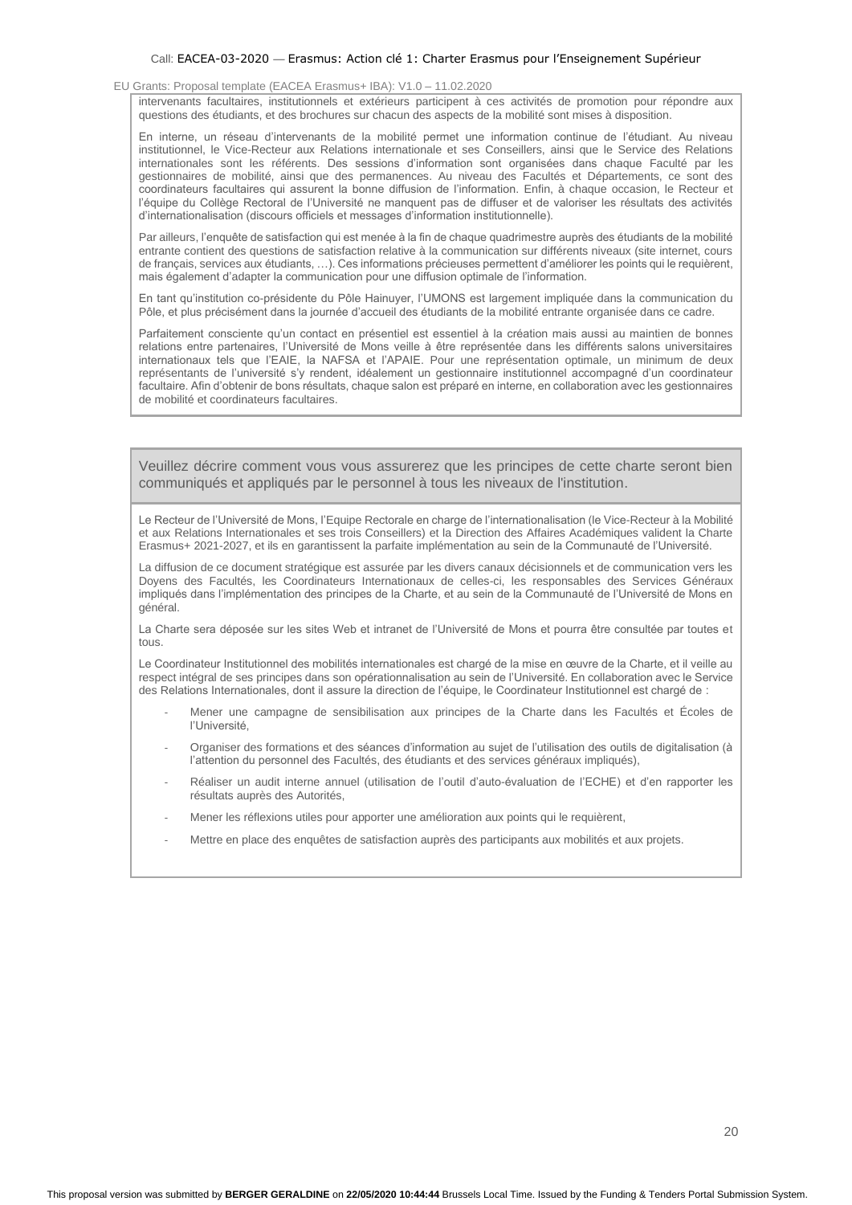intervenants facultaires, institutionnels et extérieurs participent à ces activités de promotion pour répondre aux questions des étudiants, et des brochures sur chacun des aspects de la mobilité sont mises à disposition.

En interne, un réseau d'intervenants de la mobilité permet une information continue de l'étudiant. Au niveau institutionnel, le Vice-Recteur aux Relations internationale et ses Conseillers, ainsi que le Service des Relations internationales sont les référents. Des sessions d'information sont organisées dans chaque Faculté par les gestionnaires de mobilité, ainsi que des permanences. Au niveau des Facultés et Départements, ce sont des coordinateurs facultaires qui assurent la bonne diffusion de l'information. Enfin, à chaque occasion, le Recteur et l'équipe du Collège Rectoral de l'Université ne manquent pas de diffuser et de valoriser les résultats des activités d'internationalisation (discours officiels et messages d'information institutionnelle).

Par ailleurs, l'enquête de satisfaction qui est menée à la fin de chaque quadrimestre auprès des étudiants de la mobilité entrante contient des questions de satisfaction relative à la communication sur différents niveaux (site internet, cours de français, services aux étudiants, …). Ces informations précieuses permettent d'améliorer les points qui le requièrent, mais également d'adapter la communication pour une diffusion optimale de l'information.

En tant qu'institution co-présidente du Pôle Hainuyer, l'UMONS est largement impliquée dans la communication du Pôle, et plus précisément dans la journée d'accueil des étudiants de la mobilité entrante organisée dans ce cadre.

Parfaitement consciente qu'un contact en présentiel est essentiel à la création mais aussi au maintien de bonnes relations entre partenaires, l'Université de Mons veille à être représentée dans les différents salons universitaires internationaux tels que l'EAIE, la NAFSA et l'APAIE. Pour une représentation optimale, un minimum de deux représentants de l'université s'y rendent, idéalement un gestionnaire institutionnel accompagné d'un coordinateur facultaire. Afin d'obtenir de bons résultats, chaque salon est préparé en interne, en collaboration avec les gestionnaires de mobilité et coordinateurs facultaires.

## Veuillez décrire comment vous vous assurerez que les principes de cette charte seront bien communiqués et appliqués par le personnel à tous les niveaux de l'institution.

Le Recteur de l'Université de Mons, l'Equipe Rectorale en charge de l'internationalisation (le Vice-Recteur à la Mobilité et aux Relations Internationales et ses trois Conseillers) et la Direction des Affaires Académiques valident la Charte Erasmus+ 2021-2027, et ils en garantissent la parfaite implémentation au sein de la Communauté de l'Université.

La diffusion de ce document stratégique est assurée par les divers canaux décisionnels et de communication vers les Doyens des Facultés, les Coordinateurs Internationaux de celles-ci, les responsables des Services Généraux impliqués dans l'implémentation des principes de la Charte, et au sein de la Communauté de l'Université de Mons en général.

La Charte sera déposée sur les sites Web et intranet de l'Université de Mons et pourra être consultée par toutes et tous.

Le Coordinateur Institutionnel des mobilités internationales est chargé de la mise en œuvre de la Charte, et il veille au respect intégral de ses principes dans son opérationnalisation au sein de l'Université. En collaboration avec le Service des Relations Internationales, dont il assure la direction de l'équipe, le Coordinateur Institutionnel est chargé de :

- Mener une campagne de sensibilisation aux principes de la Charte dans les Facultés et Écoles de l'Université,
- Organiser des formations et des séances d'information au sujet de l'utilisation des outils de digitalisation (à l'attention du personnel des Facultés, des étudiants et des services généraux impliqués),
- Réaliser un audit interne annuel (utilisation de l'outil d'auto-évaluation de l'ECHE) et d'en rapporter les résultats auprès des Autorités,
- Mener les réflexions utiles pour apporter une amélioration aux points qui le requièrent,
- Mettre en place des enquêtes de satisfaction auprès des participants aux mobilités et aux projets.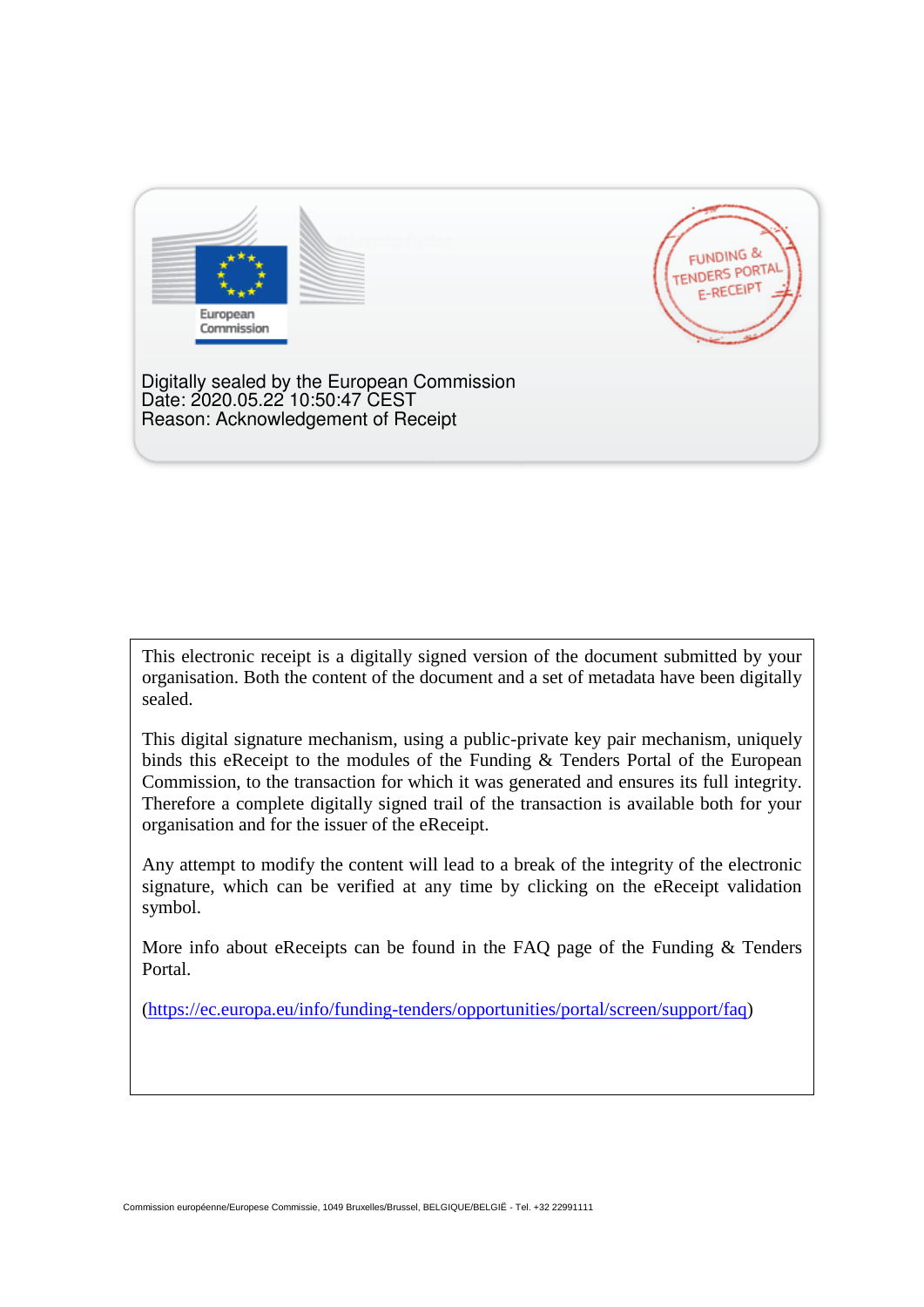European Commission

FUNDING & TENDERS PORTAL E-RECEIPT

Digitally sealed by the European Commission
Date: 2020.05.22 10:50:47 CEST
Reason: Acknowledgement of Receipt

This electronic receipt is a digitally signed version of the document submitted by your organisation. Both the content of the document and a set of metadata have been digitally sealed.

This digital signature mechanism, using a public-private key pair mechanism, uniquely binds this eReceipt to the modules of the Funding & Tenders Portal of the European Commission, to the transaction for which it was generated and ensures its full integrity. Therefore a complete digitally signed trail of the transaction is available both for your organisation and for the issuer of the eReceipt.

Any attempt to modify the content will lead to a break of the integrity of the electronic signature, which can be verified at any time by clicking on the eReceipt validation symbol.

More info about eReceipts can be found in the FAQ page of the Funding & Tenders Portal.

(https://ec.europa.eu/info/funding-tenders/opportunities/portal/screen/support/faq)

Commission européenne/Europese Commissie, 1049 Bruxelles/Brussel, BELGIQUE/BELGIË - Tel. +32 22991111